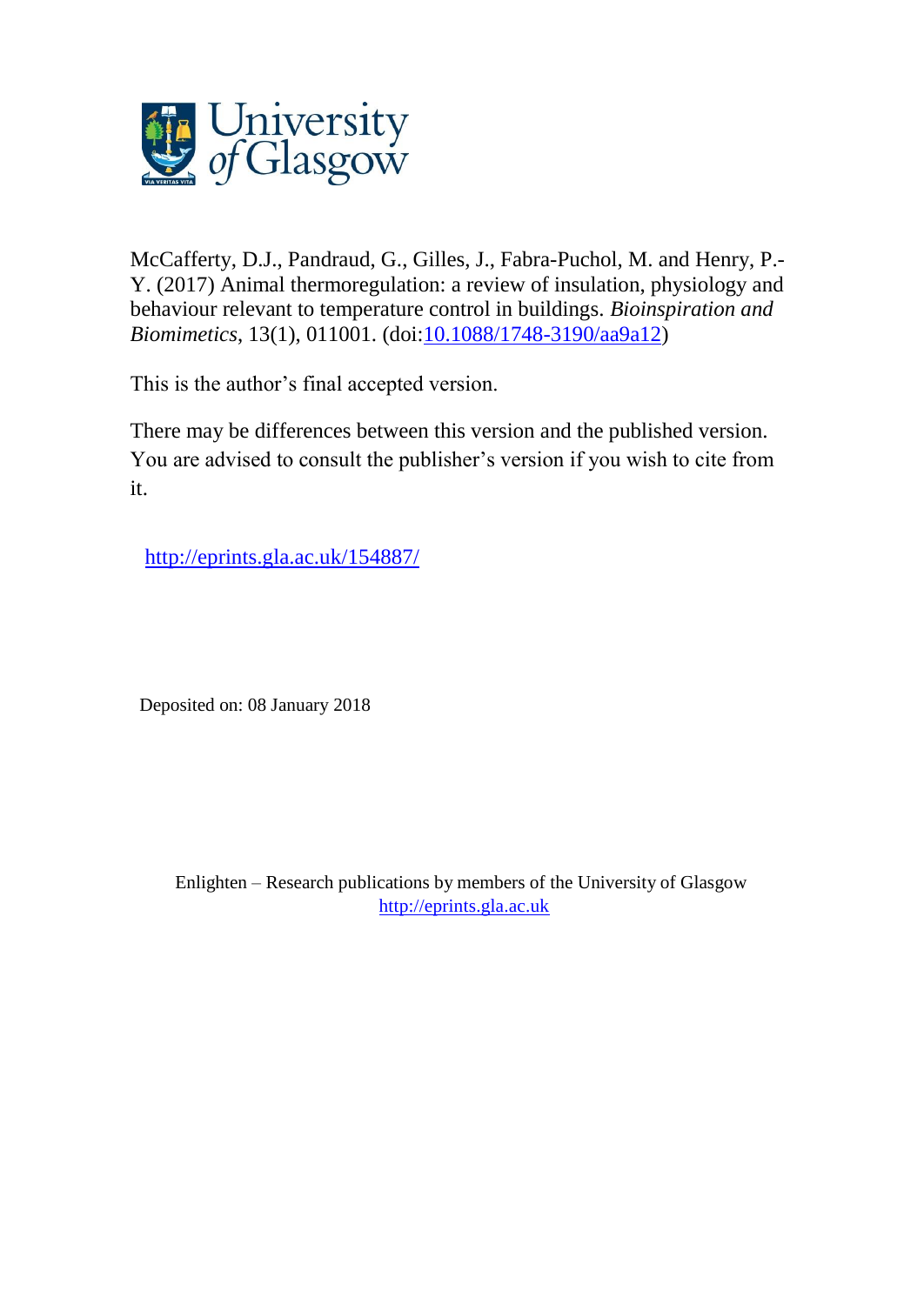McCafferty, D.J., Pandraud, G., Gilles, J., Fabra-Puchol, M. and Henry, P.-Y. (2017) Animal thermoregulation: a review of insulation, physiology and behaviour relevant to temperature control in buildings. *Bioinspiration and Biomimetics*, 13(1), 011001. (doi:10.1088/1748-3190/aa9a12)

This is the author's final accepted version.

There may be differences between this version and the published version. You are advised to consult the publisher's version if you wish to cite from it.

http://eprints.gla.ac.uk/154887/

Deposited on: 08 January 2018

Enlighten – Research publications by members of the University of Glasgow
http://eprints.gla.ac.uk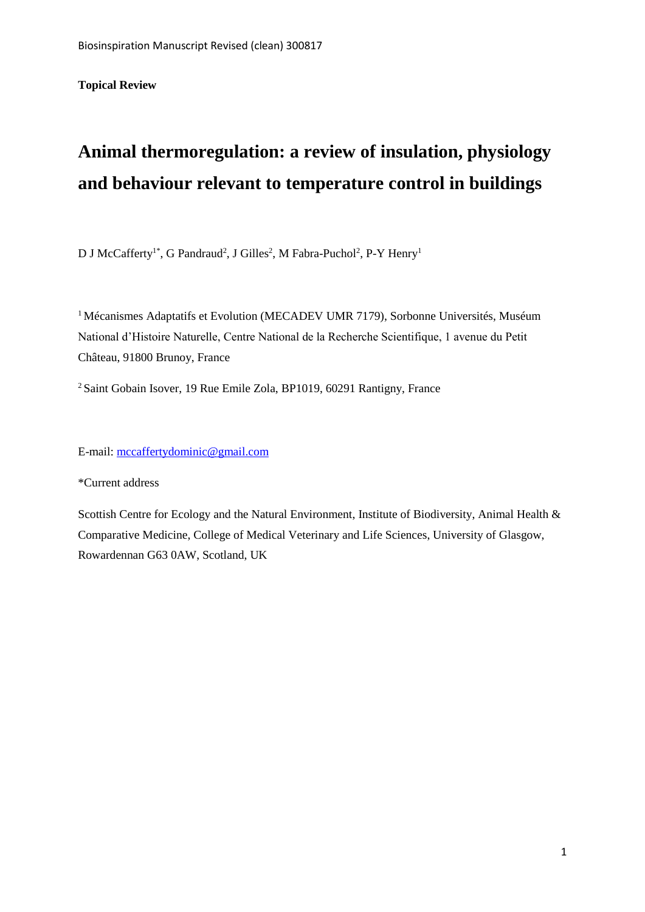**Topical Review**

# Animal thermoregulation: a review of insulation, physiology and behaviour relevant to temperature control in buildings

D J McCafferty[1*], G Pandraud[2], J Gilles[2], M Fabra-Puchol[2], P-Y Henry[1]

[1] Mécanismes Adaptatifs et Evolution (MECADEV UMR 7179), Sorbonne Universités, Muséum National d'Histoire Naturelle, Centre National de la Recherche Scientifique, 1 avenue du Petit Château, 91800 Brunoy, France

[2] Saint Gobain Isover, 19 Rue Emile Zola, BP1019, 60291 Rantigny, France

E-mail: mccaffertydominic@gmail.com

*Current address

Scottish Centre for Ecology and the Natural Environment, Institute of Biodiversity, Animal Health & Comparative Medicine, College of Medical Veterinary and Life Sciences, University of Glasgow, Rowardennan G63 0AW, Scotland, UK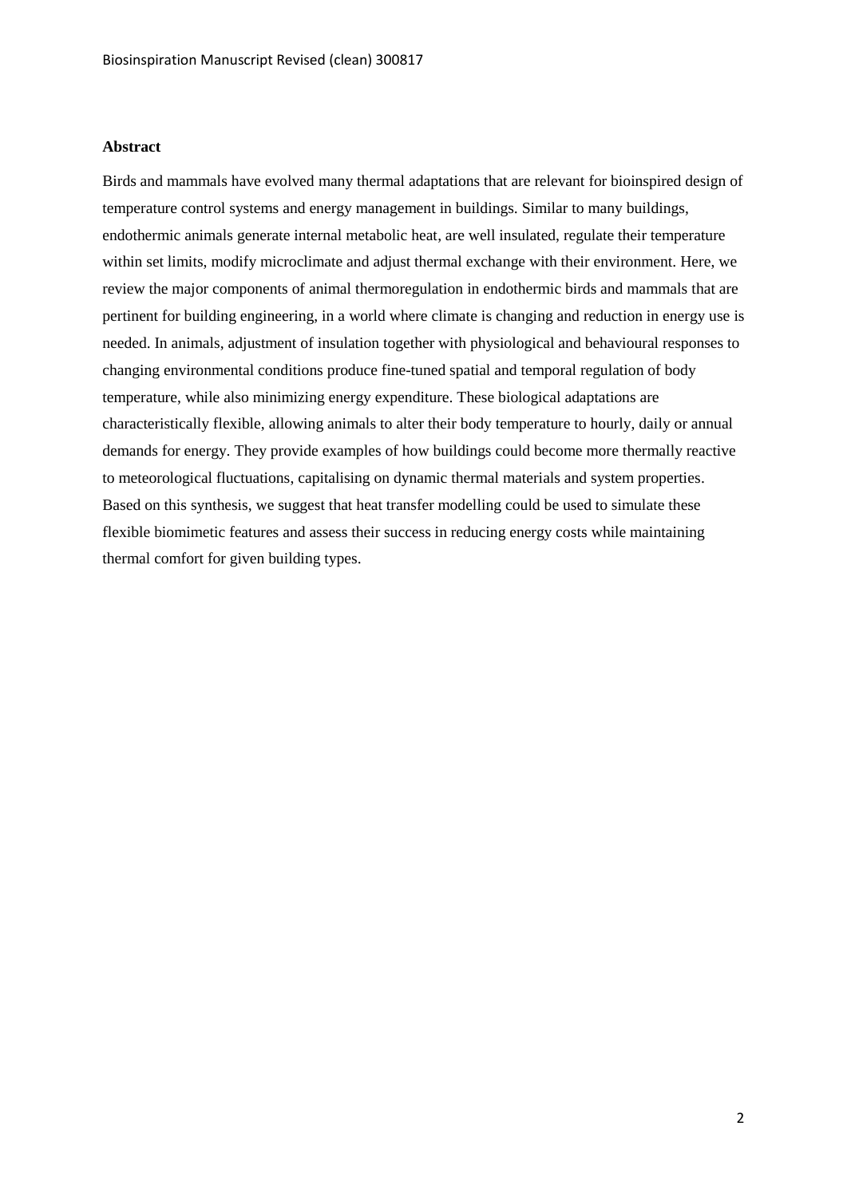**Abstract**

Birds and mammals have evolved many thermal adaptations that are relevant for bioinspired design of temperature control systems and energy management in buildings. Similar to many buildings, endothermic animals generate internal metabolic heat, are well insulated, regulate their temperature within set limits, modify microclimate and adjust thermal exchange with their environment. Here, we review the major components of animal thermoregulation in endothermic birds and mammals that are pertinent for building engineering, in a world where climate is changing and reduction in energy use is needed. In animals, adjustment of insulation together with physiological and behavioural responses to changing environmental conditions produce fine-tuned spatial and temporal regulation of body temperature, while also minimizing energy expenditure. These biological adaptations are characteristically flexible, allowing animals to alter their body temperature to hourly, daily or annual demands for energy. They provide examples of how buildings could become more thermally reactive to meteorological fluctuations, capitalising on dynamic thermal materials and system properties. Based on this synthesis, we suggest that heat transfer modelling could be used to simulate these flexible biomimetic features and assess their success in reducing energy costs while maintaining thermal comfort for given building types.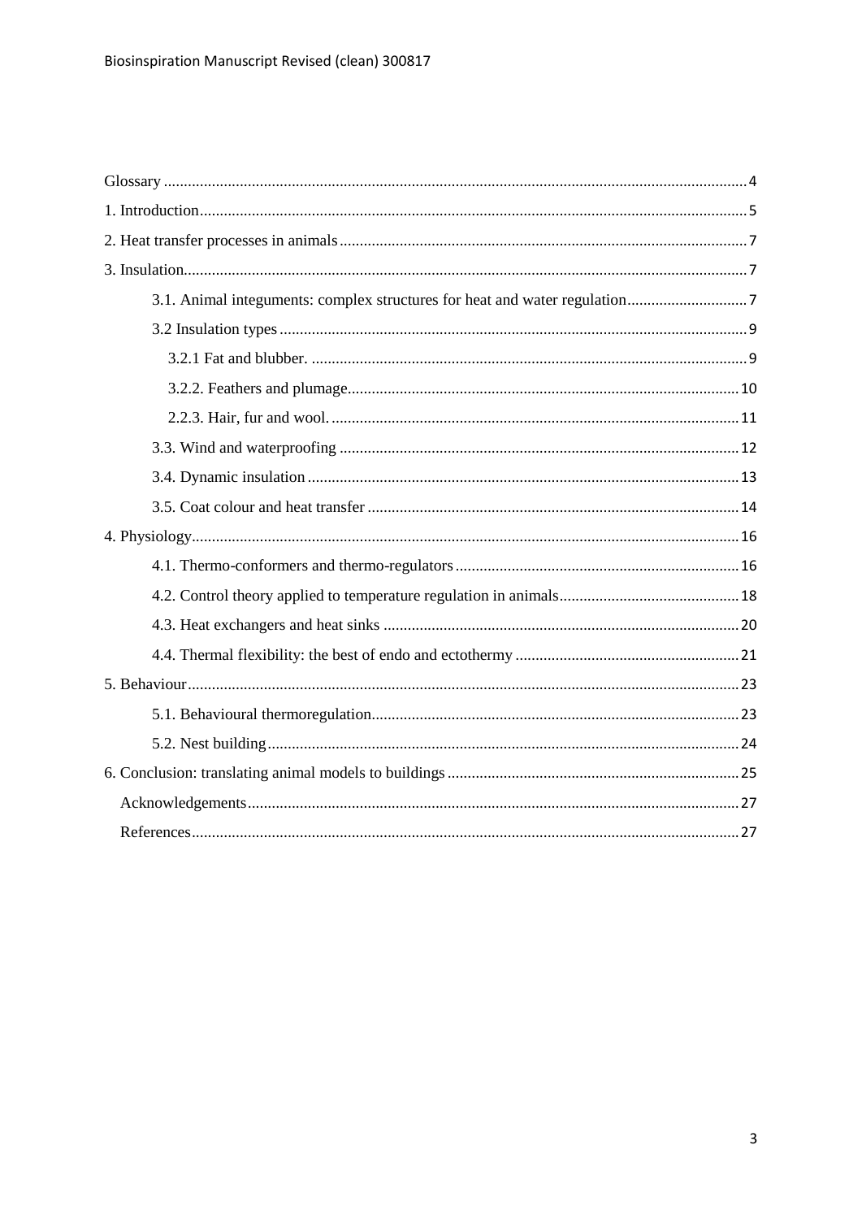Glossary ........ 4

1. Introduction ........ 5

2. Heat transfer processes in animals ........ 7

3. Insulation ........ 7

   3.1. Animal integuments: complex structures for heat and water regulation ........ 7

   3.2 Insulation types ........ 9

      3.2.1 Fat and blubber. ........ 9

      3.2.2. Feathers and plumage ........ 10

      2.2.3. Hair, fur and wool. ........ 11

   3.3. Wind and waterproofing ........ 12

   3.4. Dynamic insulation ........ 13

   3.5. Coat colour and heat transfer ........ 14

4. Physiology ........ 16

   4.1. Thermo-conformers and thermo-regulators ........ 16

   4.2. Control theory applied to temperature regulation in animals ........ 18

   4.3. Heat exchangers and heat sinks ........ 20

   4.4. Thermal flexibility: the best of endo and ectothermy ........ 21

5. Behaviour ........ 23

   5.1. Behavioural thermoregulation ........ 23

   5.2. Nest building ........ 24

6. Conclusion: translating animal models to buildings ........ 25

Acknowledgements ........ 27

References ........ 27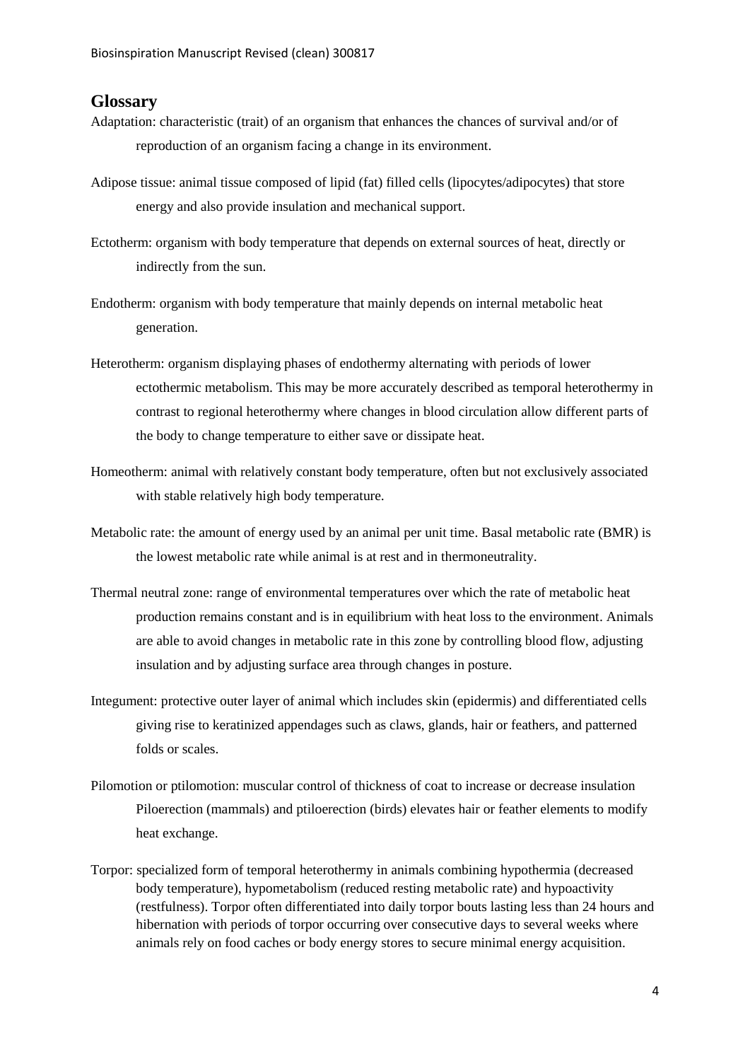## Glossary

Adaptation: characteristic (trait) of an organism that enhances the chances of survival and/or of reproduction of an organism facing a change in its environment.

Adipose tissue: animal tissue composed of lipid (fat) filled cells (lipocytes/adipocytes) that store energy and also provide insulation and mechanical support.

Ectotherm: organism with body temperature that depends on external sources of heat, directly or indirectly from the sun.

Endotherm: organism with body temperature that mainly depends on internal metabolic heat generation.

Heterotherm: organism displaying phases of endothermy alternating with periods of lower ectothermic metabolism. This may be more accurately described as temporal heterothermy in contrast to regional heterothermy where changes in blood circulation allow different parts of the body to change temperature to either save or dissipate heat.

Homeotherm: animal with relatively constant body temperature, often but not exclusively associated with stable relatively high body temperature.

Metabolic rate: the amount of energy used by an animal per unit time. Basal metabolic rate (BMR) is the lowest metabolic rate while animal is at rest and in thermoneutrality.

Thermal neutral zone: range of environmental temperatures over which the rate of metabolic heat production remains constant and is in equilibrium with heat loss to the environment. Animals are able to avoid changes in metabolic rate in this zone by controlling blood flow, adjusting insulation and by adjusting surface area through changes in posture.

Integument: protective outer layer of animal which includes skin (epidermis) and differentiated cells giving rise to keratinized appendages such as claws, glands, hair or feathers, and patterned folds or scales.

Pilomotion or ptilomotion: muscular control of thickness of coat to increase or decrease insulation Piloerection (mammals) and ptiloerection (birds) elevates hair or feather elements to modify heat exchange.

Torpor: specialized form of temporal heterothermy in animals combining hypothermia (decreased body temperature), hypometabolism (reduced resting metabolic rate) and hypoactivity (restfulness). Torpor often differentiated into daily torpor bouts lasting less than 24 hours and hibernation with periods of torpor occurring over consecutive days to several weeks where animals rely on food caches or body energy stores to secure minimal energy acquisition.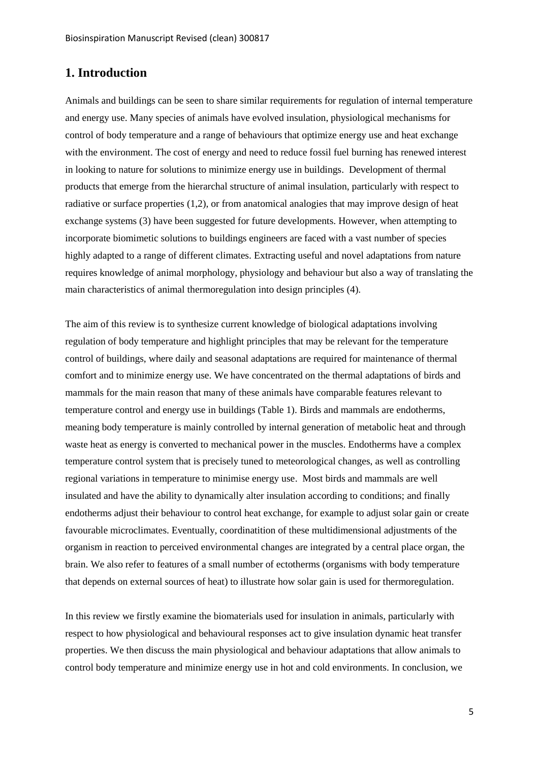## 1. Introduction

Animals and buildings can be seen to share similar requirements for regulation of internal temperature and energy use. Many species of animals have evolved insulation, physiological mechanisms for control of body temperature and a range of behaviours that optimize energy use and heat exchange with the environment. The cost of energy and need to reduce fossil fuel burning has renewed interest in looking to nature for solutions to minimize energy use in buildings. Development of thermal products that emerge from the hierarchal structure of animal insulation, particularly with respect to radiative or surface properties (1,2), or from anatomical analogies that may improve design of heat exchange systems (3) have been suggested for future developments. However, when attempting to incorporate biomimetic solutions to buildings engineers are faced with a vast number of species highly adapted to a range of different climates. Extracting useful and novel adaptations from nature requires knowledge of animal morphology, physiology and behaviour but also a way of translating the main characteristics of animal thermoregulation into design principles (4).

The aim of this review is to synthesize current knowledge of biological adaptations involving regulation of body temperature and highlight principles that may be relevant for the temperature control of buildings, where daily and seasonal adaptations are required for maintenance of thermal comfort and to minimize energy use. We have concentrated on the thermal adaptations of birds and mammals for the main reason that many of these animals have comparable features relevant to temperature control and energy use in buildings (Table 1). Birds and mammals are endotherms, meaning body temperature is mainly controlled by internal generation of metabolic heat and through waste heat as energy is converted to mechanical power in the muscles. Endotherms have a complex temperature control system that is precisely tuned to meteorological changes, as well as controlling regional variations in temperature to minimise energy use. Most birds and mammals are well insulated and have the ability to dynamically alter insulation according to conditions; and finally endotherms adjust their behaviour to control heat exchange, for example to adjust solar gain or create favourable microclimates. Eventually, coordinatition of these multidimensional adjustments of the organism in reaction to perceived environmental changes are integrated by a central place organ, the brain. We also refer to features of a small number of ectotherms (organisms with body temperature that depends on external sources of heat) to illustrate how solar gain is used for thermoregulation.

In this review we firstly examine the biomaterials used for insulation in animals, particularly with respect to how physiological and behavioural responses act to give insulation dynamic heat transfer properties. We then discuss the main physiological and behaviour adaptations that allow animals to control body temperature and minimize energy use in hot and cold environments. In conclusion, we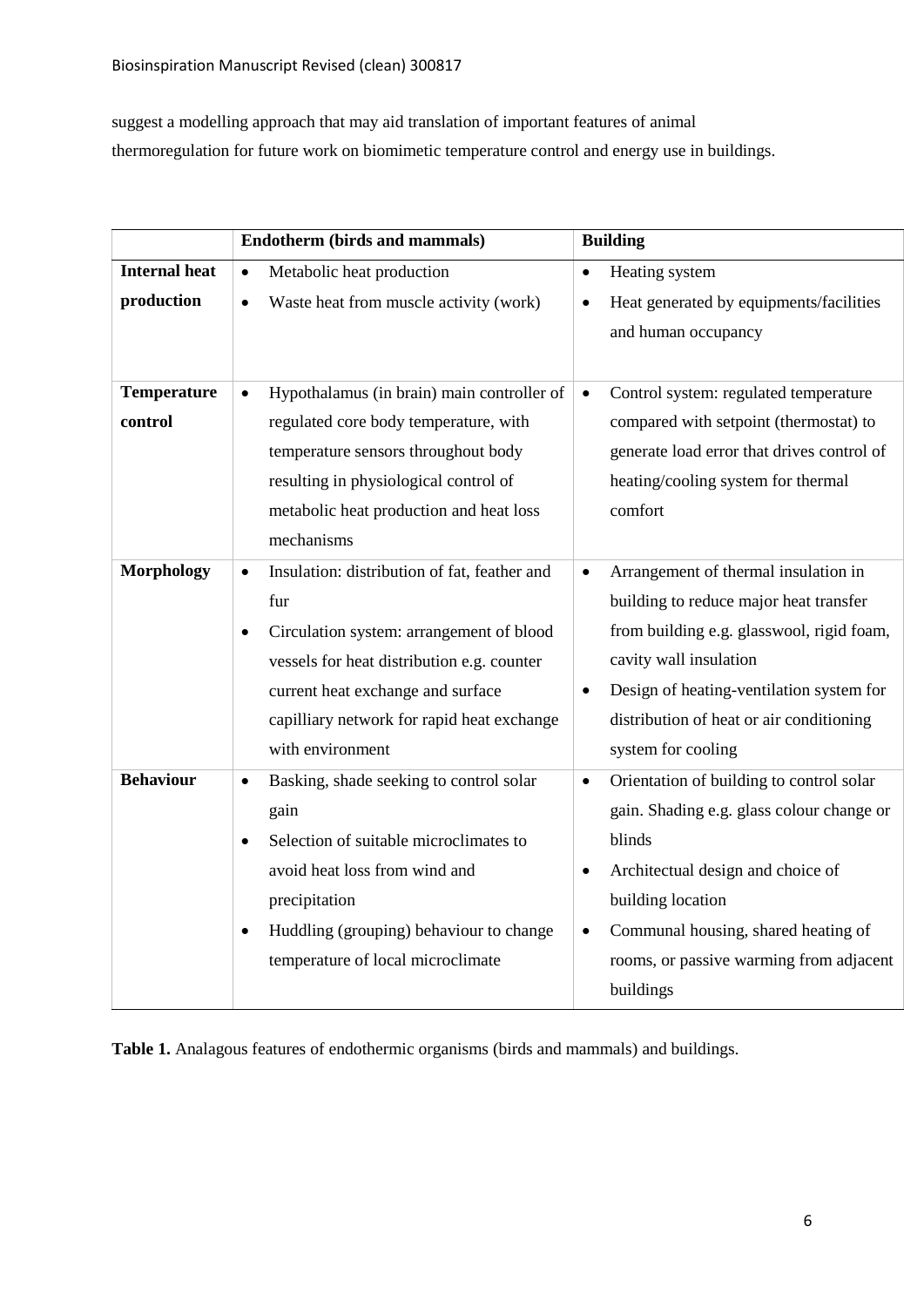suggest a modelling approach that may aid translation of important features of animal thermoregulation for future work on biomimetic temperature control and energy use in buildings.

| | **Endotherm (birds and mammals)** | **Building** |
|---|---|---|
| **Internal heat production** | • Metabolic heat production<br>• Waste heat from muscle activity (work) | • Heating system<br>• Heat generated by equipments/facilities and human occupancy |
| **Temperature control** | • Hypothalamus (in brain) main controller of regulated core body temperature, with temperature sensors throughout body resulting in physiological control of metabolic heat production and heat loss mechanisms | • Control system: regulated temperature compared with setpoint (thermostat) to generate load error that drives control of heating/cooling system for thermal comfort |
| **Morphology** | • Insulation: distribution of fat, feather and fur<br>• Circulation system: arrangement of blood vessels for heat distribution e.g. counter current heat exchange and surface capilliary network for rapid heat exchange with environment | • Arrangement of thermal insulation in building to reduce major heat transfer from building e.g. glasswool, rigid foam, cavity wall insulation<br>• Design of heating-ventilation system for distribution of heat or air conditioning system for cooling |
| **Behaviour** | • Basking, shade seeking to control solar gain<br>• Selection of suitable microclimates to avoid heat loss from wind and precipitation<br>• Huddling (grouping) behaviour to change temperature of local microclimate | • Orientation of building to control solar gain. Shading e.g. glass colour change or blinds<br>• Architectual design and choice of building location<br>• Communal housing, shared heating of rooms, or passive warming from adjacent buildings |

**Table 1.** Analagous features of endothermic organisms (birds and mammals) and buildings.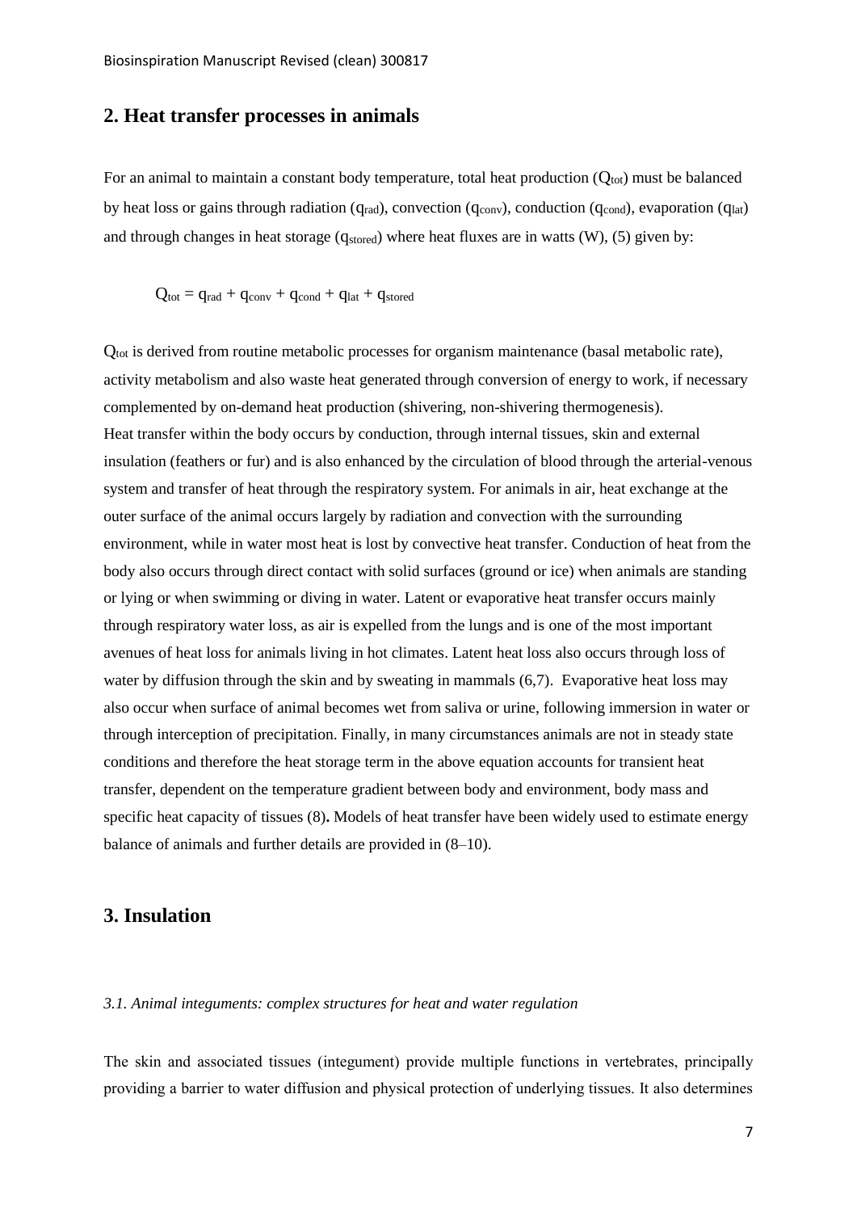## 2. Heat transfer processes in animals

For an animal to maintain a constant body temperature, total heat production ($Q_{tot}$) must be balanced by heat loss or gains through radiation ($q_{rad}$), convection ($q_{conv}$), conduction ($q_{cond}$), evaporation ($q_{lat}$) and through changes in heat storage ($q_{stored}$) where heat fluxes are in watts (W), (5) given by:

$$Q_{tot} = q_{rad} + q_{conv} + q_{cond} + q_{lat} + q_{stored}$$

$Q_{tot}$ is derived from routine metabolic processes for organism maintenance (basal metabolic rate), activity metabolism and also waste heat generated through conversion of energy to work, if necessary complemented by on-demand heat production (shivering, non-shivering thermogenesis).
Heat transfer within the body occurs by conduction, through internal tissues, skin and external insulation (feathers or fur) and is also enhanced by the circulation of blood through the arterial-venous system and transfer of heat through the respiratory system. For animals in air, heat exchange at the outer surface of the animal occurs largely by radiation and convection with the surrounding environment, while in water most heat is lost by convective heat transfer. Conduction of heat from the body also occurs through direct contact with solid surfaces (ground or ice) when animals are standing or lying or when swimming or diving in water. Latent or evaporative heat transfer occurs mainly through respiratory water loss, as air is expelled from the lungs and is one of the most important avenues of heat loss for animals living in hot climates. Latent heat loss also occurs through loss of water by diffusion through the skin and by sweating in mammals (6,7). Evaporative heat loss may also occur when surface of animal becomes wet from saliva or urine, following immersion in water or through interception of precipitation. Finally, in many circumstances animals are not in steady state conditions and therefore the heat storage term in the above equation accounts for transient heat transfer, dependent on the temperature gradient between body and environment, body mass and specific heat capacity of tissues (8)**.** Models of heat transfer have been widely used to estimate energy balance of animals and further details are provided in (8–10).

## 3. Insulation

### *3.1. Animal integuments: complex structures for heat and water regulation*

The skin and associated tissues (integument) provide multiple functions in vertebrates, principally providing a barrier to water diffusion and physical protection of underlying tissues. It also determines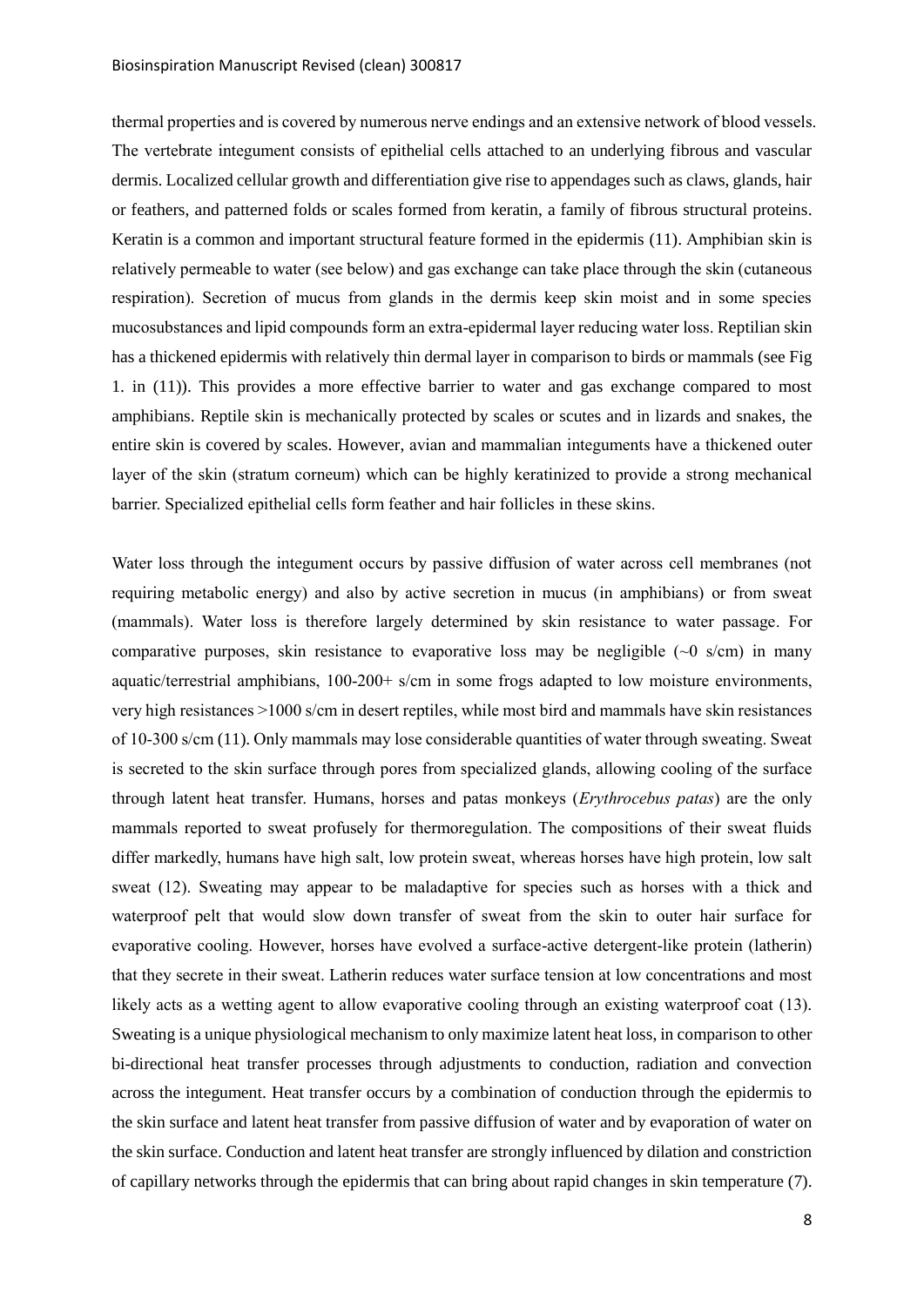thermal properties and is covered by numerous nerve endings and an extensive network of blood vessels. The vertebrate integument consists of epithelial cells attached to an underlying fibrous and vascular dermis. Localized cellular growth and differentiation give rise to appendages such as claws, glands, hair or feathers, and patterned folds or scales formed from keratin, a family of fibrous structural proteins. Keratin is a common and important structural feature formed in the epidermis (11). Amphibian skin is relatively permeable to water (see below) and gas exchange can take place through the skin (cutaneous respiration). Secretion of mucus from glands in the dermis keep skin moist and in some species mucosubstances and lipid compounds form an extra-epidermal layer reducing water loss. Reptilian skin has a thickened epidermis with relatively thin dermal layer in comparison to birds or mammals (see Fig 1. in (11)). This provides a more effective barrier to water and gas exchange compared to most amphibians. Reptile skin is mechanically protected by scales or scutes and in lizards and snakes, the entire skin is covered by scales. However, avian and mammalian integuments have a thickened outer layer of the skin (stratum corneum) which can be highly keratinized to provide a strong mechanical barrier. Specialized epithelial cells form feather and hair follicles in these skins.

Water loss through the integument occurs by passive diffusion of water across cell membranes (not requiring metabolic energy) and also by active secretion in mucus (in amphibians) or from sweat (mammals). Water loss is therefore largely determined by skin resistance to water passage. For comparative purposes, skin resistance to evaporative loss may be negligible (~0 s/cm) in many aquatic/terrestrial amphibians, 100-200+ s/cm in some frogs adapted to low moisture environments, very high resistances >1000 s/cm in desert reptiles, while most bird and mammals have skin resistances of 10-300 s/cm (11). Only mammals may lose considerable quantities of water through sweating. Sweat is secreted to the skin surface through pores from specialized glands, allowing cooling of the surface through latent heat transfer. Humans, horses and patas monkeys (*Erythrocebus patas*) are the only mammals reported to sweat profusely for thermoregulation. The compositions of their sweat fluids differ markedly, humans have high salt, low protein sweat, whereas horses have high protein, low salt sweat (12). Sweating may appear to be maladaptive for species such as horses with a thick and waterproof pelt that would slow down transfer of sweat from the skin to outer hair surface for evaporative cooling. However, horses have evolved a surface-active detergent-like protein (latherin) that they secrete in their sweat. Latherin reduces water surface tension at low concentrations and most likely acts as a wetting agent to allow evaporative cooling through an existing waterproof coat (13). Sweating is a unique physiological mechanism to only maximize latent heat loss, in comparison to other bi-directional heat transfer processes through adjustments to conduction, radiation and convection across the integument. Heat transfer occurs by a combination of conduction through the epidermis to the skin surface and latent heat transfer from passive diffusion of water and by evaporation of water on the skin surface. Conduction and latent heat transfer are strongly influenced by dilation and constriction of capillary networks through the epidermis that can bring about rapid changes in skin temperature (7).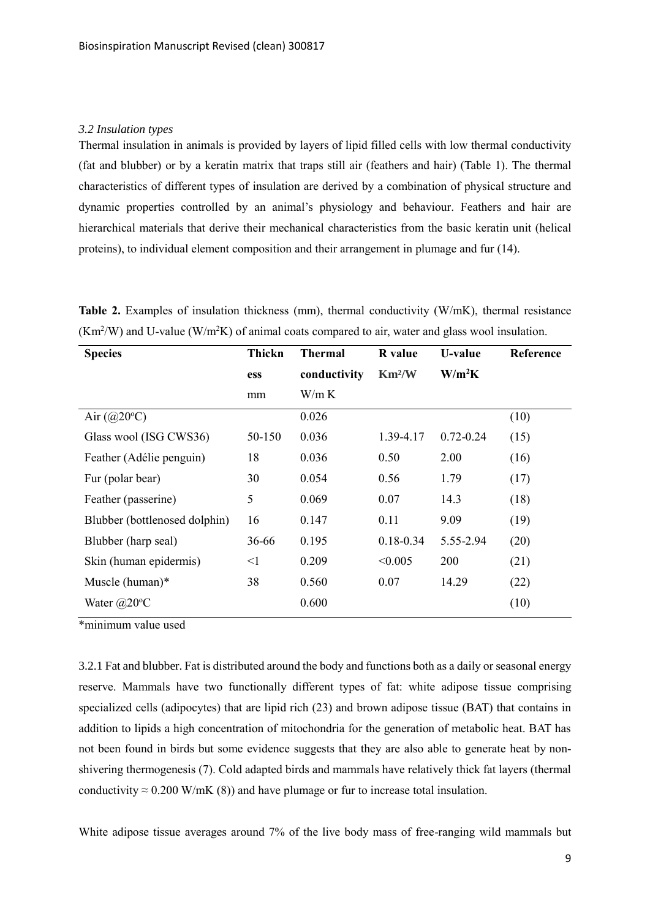*3.2 Insulation types*

Thermal insulation in animals is provided by layers of lipid filled cells with low thermal conductivity (fat and blubber) or by a keratin matrix that traps still air (feathers and hair) (Table 1). The thermal characteristics of different types of insulation are derived by a combination of physical structure and dynamic properties controlled by an animal's physiology and behaviour. Feathers and hair are hierarchical materials that derive their mechanical characteristics from the basic keratin unit (helical proteins), to individual element composition and their arrangement in plumage and fur (14).

**Table 2.** Examples of insulation thickness (mm), thermal conductivity (W/mK), thermal resistance ($Km^2/W$) and U-value ($W/m^2K$) of animal coats compared to air, water and glass wool insulation.

| Species | Thickness mm | Thermal conductivity W/m K | R value $Km^2/W$ | U-value $W/m^2K$ | Reference |
|---|---|---|---|---|---|
| Air (@20°C) | | 0.026 | | | (10) |
| Glass wool (ISG CWS36) | 50-150 | 0.036 | 1.39-4.17 | 0.72-0.24 | (15) |
| Feather (Adélie penguin) | 18 | 0.036 | 0.50 | 2.00 | (16) |
| Fur (polar bear) | 30 | 0.054 | 0.56 | 1.79 | (17) |
| Feather (passerine) | 5 | 0.069 | 0.07 | 14.3 | (18) |
| Blubber (bottlenosed dolphin) | 16 | 0.147 | 0.11 | 9.09 | (19) |
| Blubber (harp seal) | 36-66 | 0.195 | 0.18-0.34 | 5.55-2.94 | (20) |
| Skin (human epidermis) | <1 | 0.209 | <0.005 | 200 | (21) |
| Muscle (human)* | 38 | 0.560 | 0.07 | 14.29 | (22) |
| Water @20°C | | 0.600 | | | (10) |

*minimum value used

3.2.1 Fat and blubber. Fat is distributed around the body and functions both as a daily or seasonal energy reserve. Mammals have two functionally different types of fat: white adipose tissue comprising specialized cells (adipocytes) that are lipid rich (23) and brown adipose tissue (BAT) that contains in addition to lipids a high concentration of mitochondria for the generation of metabolic heat. BAT has not been found in birds but some evidence suggests that they are also able to generate heat by non-shivering thermogenesis (7). Cold adapted birds and mammals have relatively thick fat layers (thermal conductivity ≈ 0.200 W/mK (8)) and have plumage or fur to increase total insulation.

White adipose tissue averages around 7% of the live body mass of free-ranging wild mammals but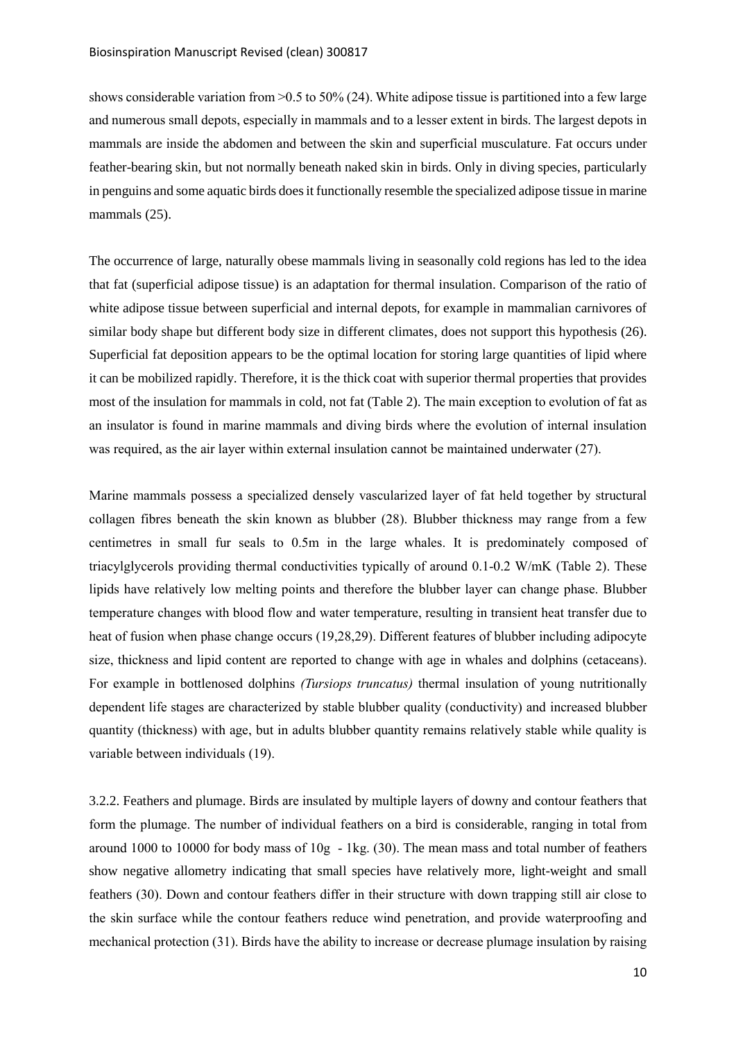shows considerable variation from >0.5 to 50% (24). White adipose tissue is partitioned into a few large and numerous small depots, especially in mammals and to a lesser extent in birds. The largest depots in mammals are inside the abdomen and between the skin and superficial musculature. Fat occurs under feather-bearing skin, but not normally beneath naked skin in birds. Only in diving species, particularly in penguins and some aquatic birds does it functionally resemble the specialized adipose tissue in marine mammals (25).

The occurrence of large, naturally obese mammals living in seasonally cold regions has led to the idea that fat (superficial adipose tissue) is an adaptation for thermal insulation. Comparison of the ratio of white adipose tissue between superficial and internal depots, for example in mammalian carnivores of similar body shape but different body size in different climates, does not support this hypothesis (26). Superficial fat deposition appears to be the optimal location for storing large quantities of lipid where it can be mobilized rapidly. Therefore, it is the thick coat with superior thermal properties that provides most of the insulation for mammals in cold, not fat (Table 2). The main exception to evolution of fat as an insulator is found in marine mammals and diving birds where the evolution of internal insulation was required, as the air layer within external insulation cannot be maintained underwater (27).

Marine mammals possess a specialized densely vascularized layer of fat held together by structural collagen fibres beneath the skin known as blubber (28). Blubber thickness may range from a few centimetres in small fur seals to 0.5m in the large whales. It is predominately composed of triacylglycerols providing thermal conductivities typically of around 0.1-0.2 W/mK (Table 2). These lipids have relatively low melting points and therefore the blubber layer can change phase. Blubber temperature changes with blood flow and water temperature, resulting in transient heat transfer due to heat of fusion when phase change occurs (19,28,29). Different features of blubber including adipocyte size, thickness and lipid content are reported to change with age in whales and dolphins (cetaceans). For example in bottlenosed dolphins *(Tursiops truncatus)* thermal insulation of young nutritionally dependent life stages are characterized by stable blubber quality (conductivity) and increased blubber quantity (thickness) with age, but in adults blubber quantity remains relatively stable while quality is variable between individuals (19).

3.2.2. Feathers and plumage. Birds are insulated by multiple layers of downy and contour feathers that form the plumage. The number of individual feathers on a bird is considerable, ranging in total from around 1000 to 10000 for body mass of 10g - 1kg. (30). The mean mass and total number of feathers show negative allometry indicating that small species have relatively more, light-weight and small feathers (30). Down and contour feathers differ in their structure with down trapping still air close to the skin surface while the contour feathers reduce wind penetration, and provide waterproofing and mechanical protection (31). Birds have the ability to increase or decrease plumage insulation by raising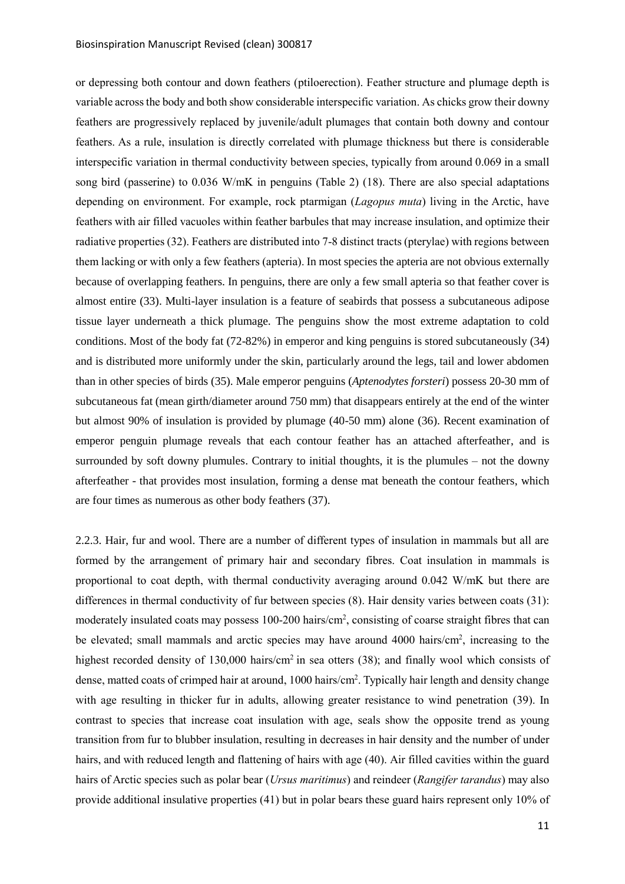or depressing both contour and down feathers (ptiloerection). Feather structure and plumage depth is variable across the body and both show considerable interspecific variation. As chicks grow their downy feathers are progressively replaced by juvenile/adult plumages that contain both downy and contour feathers. As a rule, insulation is directly correlated with plumage thickness but there is considerable interspecific variation in thermal conductivity between species, typically from around 0.069 in a small song bird (passerine) to 0.036 W/mK in penguins (Table 2) (18). There are also special adaptations depending on environment. For example, rock ptarmigan (*Lagopus muta*) living in the Arctic, have feathers with air filled vacuoles within feather barbules that may increase insulation, and optimize their radiative properties (32). Feathers are distributed into 7-8 distinct tracts (pterylae) with regions between them lacking or with only a few feathers (apteria). In most species the apteria are not obvious externally because of overlapping feathers. In penguins, there are only a few small apteria so that feather cover is almost entire (33). Multi-layer insulation is a feature of seabirds that possess a subcutaneous adipose tissue layer underneath a thick plumage. The penguins show the most extreme adaptation to cold conditions. Most of the body fat (72-82%) in emperor and king penguins is stored subcutaneously (34) and is distributed more uniformly under the skin, particularly around the legs, tail and lower abdomen than in other species of birds (35). Male emperor penguins (*Aptenodytes forsteri*) possess 20-30 mm of subcutaneous fat (mean girth/diameter around 750 mm) that disappears entirely at the end of the winter but almost 90% of insulation is provided by plumage (40-50 mm) alone (36). Recent examination of emperor penguin plumage reveals that each contour feather has an attached afterfeather, and is surrounded by soft downy plumules. Contrary to initial thoughts, it is the plumules – not the downy afterfeather - that provides most insulation, forming a dense mat beneath the contour feathers, which are four times as numerous as other body feathers (37).

2.2.3. Hair, fur and wool. There are a number of different types of insulation in mammals but all are formed by the arrangement of primary hair and secondary fibres. Coat insulation in mammals is proportional to coat depth, with thermal conductivity averaging around 0.042 W/mK but there are differences in thermal conductivity of fur between species (8). Hair density varies between coats (31): moderately insulated coats may possess 100-200 hairs/cm$^2$, consisting of coarse straight fibres that can be elevated; small mammals and arctic species may have around 4000 hairs/cm$^2$, increasing to the highest recorded density of 130,000 hairs/cm$^2$ in sea otters (38); and finally wool which consists of dense, matted coats of crimped hair at around, 1000 hairs/cm$^2$. Typically hair length and density change with age resulting in thicker fur in adults, allowing greater resistance to wind penetration (39). In contrast to species that increase coat insulation with age, seals show the opposite trend as young transition from fur to blubber insulation, resulting in decreases in hair density and the number of under hairs, and with reduced length and flattening of hairs with age (40). Air filled cavities within the guard hairs of Arctic species such as polar bear (*Ursus maritimus*) and reindeer (*Rangifer tarandus*) may also provide additional insulative properties (41) but in polar bears these guard hairs represent only 10% of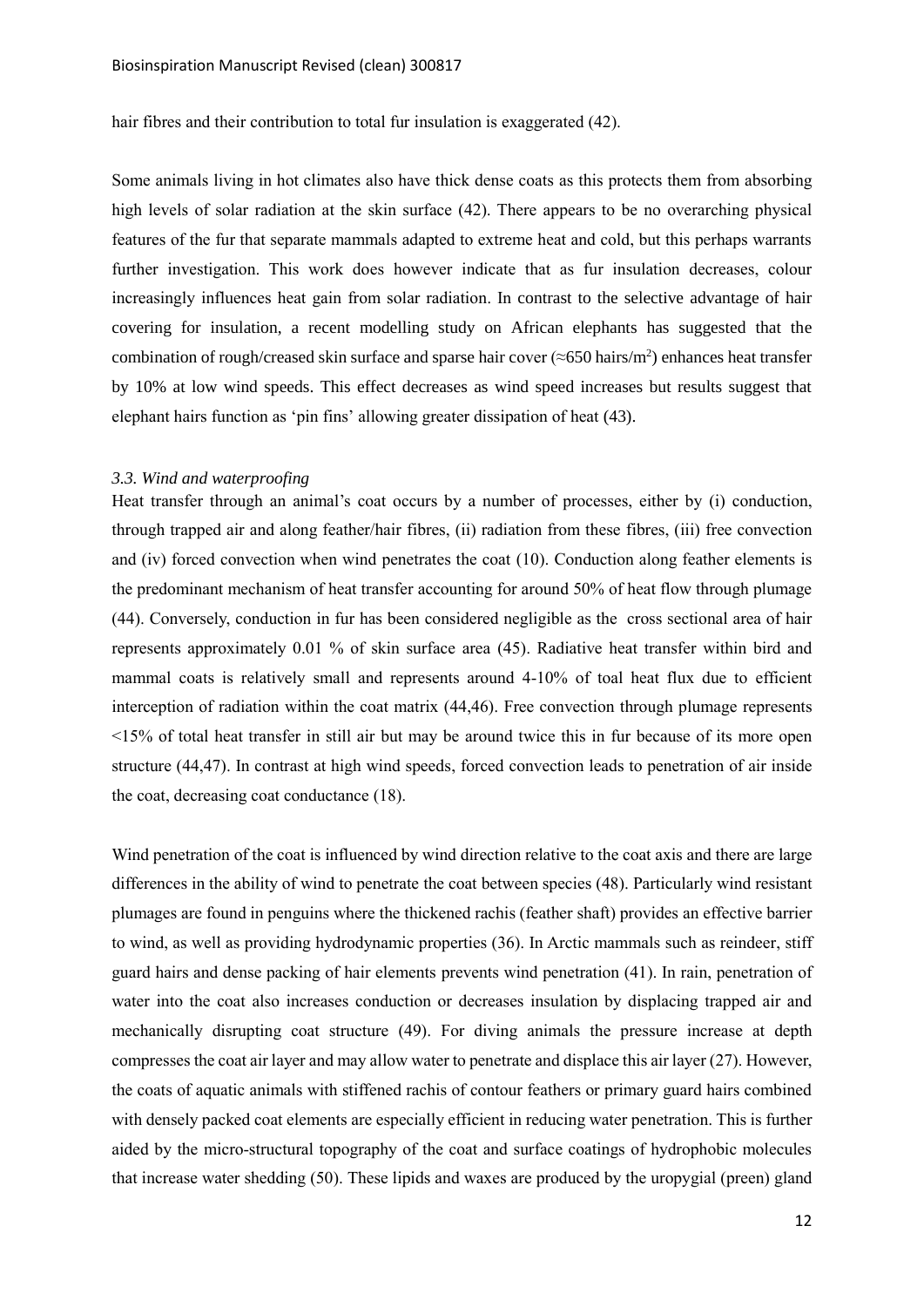hair fibres and their contribution to total fur insulation is exaggerated (42).

Some animals living in hot climates also have thick dense coats as this protects them from absorbing high levels of solar radiation at the skin surface (42). There appears to be no overarching physical features of the fur that separate mammals adapted to extreme heat and cold, but this perhaps warrants further investigation. This work does however indicate that as fur insulation decreases, colour increasingly influences heat gain from solar radiation. In contrast to the selective advantage of hair covering for insulation, a recent modelling study on African elephants has suggested that the combination of rough/creased skin surface and sparse hair cover (≈650 hairs/m$^2$) enhances heat transfer by 10% at low wind speeds. This effect decreases as wind speed increases but results suggest that elephant hairs function as 'pin fins' allowing greater dissipation of heat (43).

### *3.3. Wind and waterproofing*

Heat transfer through an animal's coat occurs by a number of processes, either by (i) conduction, through trapped air and along feather/hair fibres, (ii) radiation from these fibres, (iii) free convection and (iv) forced convection when wind penetrates the coat (10). Conduction along feather elements is the predominant mechanism of heat transfer accounting for around 50% of heat flow through plumage (44). Conversely, conduction in fur has been considered negligible as the cross sectional area of hair represents approximately 0.01 % of skin surface area (45). Radiative heat transfer within bird and mammal coats is relatively small and represents around 4-10% of toal heat flux due to efficient interception of radiation within the coat matrix (44,46). Free convection through plumage represents <15% of total heat transfer in still air but may be around twice this in fur because of its more open structure (44,47). In contrast at high wind speeds, forced convection leads to penetration of air inside the coat, decreasing coat conductance (18).

Wind penetration of the coat is influenced by wind direction relative to the coat axis and there are large differences in the ability of wind to penetrate the coat between species (48). Particularly wind resistant plumages are found in penguins where the thickened rachis (feather shaft) provides an effective barrier to wind, as well as providing hydrodynamic properties (36). In Arctic mammals such as reindeer, stiff guard hairs and dense packing of hair elements prevents wind penetration (41). In rain, penetration of water into the coat also increases conduction or decreases insulation by displacing trapped air and mechanically disrupting coat structure (49). For diving animals the pressure increase at depth compresses the coat air layer and may allow water to penetrate and displace this air layer (27). However, the coats of aquatic animals with stiffened rachis of contour feathers or primary guard hairs combined with densely packed coat elements are especially efficient in reducing water penetration. This is further aided by the micro-structural topography of the coat and surface coatings of hydrophobic molecules that increase water shedding (50). These lipids and waxes are produced by the uropygial (preen) gland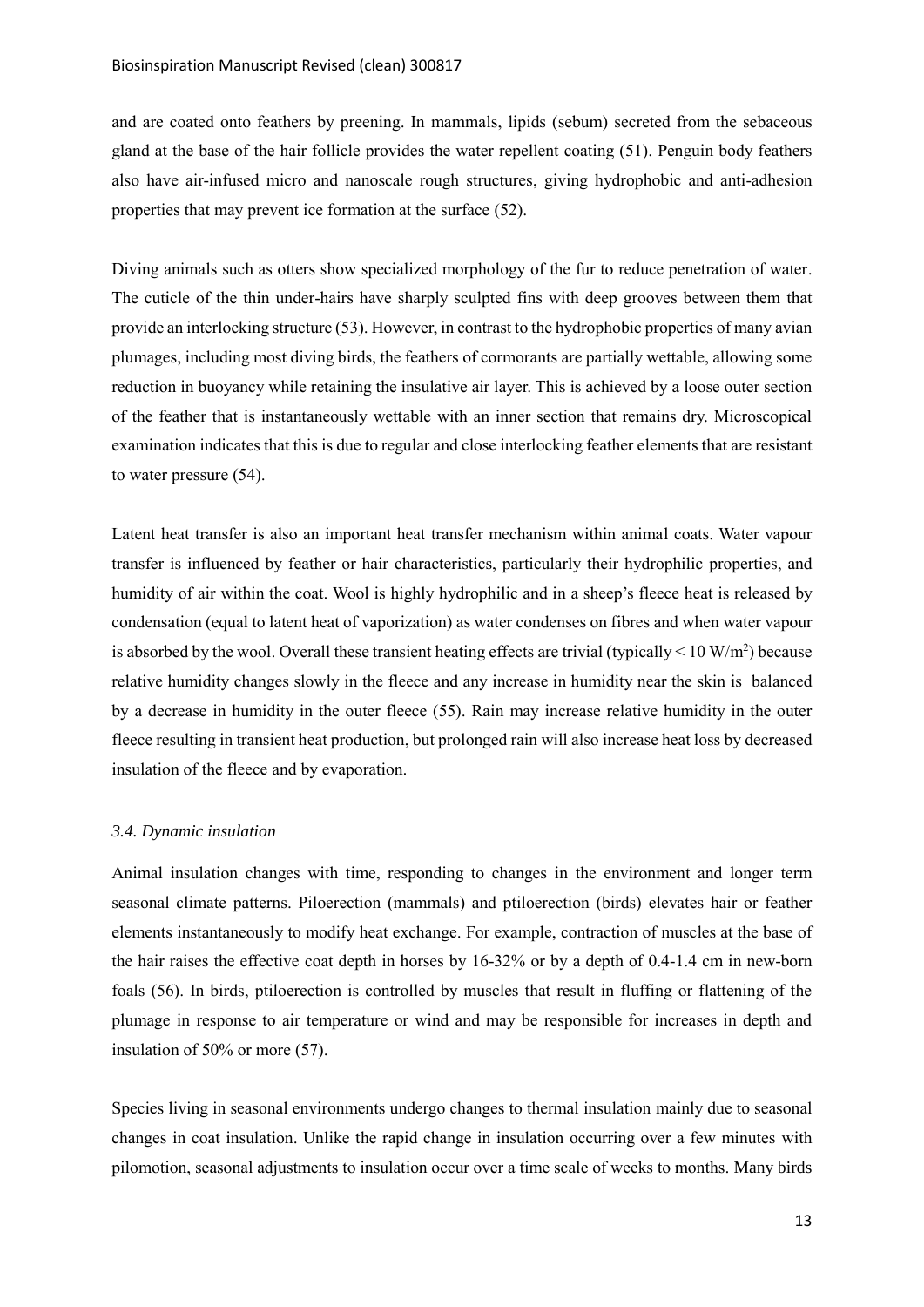and are coated onto feathers by preening. In mammals, lipids (sebum) secreted from the sebaceous gland at the base of the hair follicle provides the water repellent coating (51). Penguin body feathers also have air-infused micro and nanoscale rough structures, giving hydrophobic and anti-adhesion properties that may prevent ice formation at the surface (52).

Diving animals such as otters show specialized morphology of the fur to reduce penetration of water. The cuticle of the thin under-hairs have sharply sculpted fins with deep grooves between them that provide an interlocking structure (53). However, in contrast to the hydrophobic properties of many avian plumages, including most diving birds, the feathers of cormorants are partially wettable, allowing some reduction in buoyancy while retaining the insulative air layer. This is achieved by a loose outer section of the feather that is instantaneously wettable with an inner section that remains dry. Microscopical examination indicates that this is due to regular and close interlocking feather elements that are resistant to water pressure (54).

Latent heat transfer is also an important heat transfer mechanism within animal coats. Water vapour transfer is influenced by feather or hair characteristics, particularly their hydrophilic properties, and humidity of air within the coat. Wool is highly hydrophilic and in a sheep's fleece heat is released by condensation (equal to latent heat of vaporization) as water condenses on fibres and when water vapour is absorbed by the wool. Overall these transient heating effects are trivial (typically < 10 W/m$^2$) because relative humidity changes slowly in the fleece and any increase in humidity near the skin is balanced by a decrease in humidity in the outer fleece (55). Rain may increase relative humidity in the outer fleece resulting in transient heat production, but prolonged rain will also increase heat loss by decreased insulation of the fleece and by evaporation.

### *3.4. Dynamic insulation*

Animal insulation changes with time, responding to changes in the environment and longer term seasonal climate patterns. Piloerection (mammals) and ptiloerection (birds) elevates hair or feather elements instantaneously to modify heat exchange. For example, contraction of muscles at the base of the hair raises the effective coat depth in horses by 16-32% or by a depth of 0.4-1.4 cm in new-born foals (56). In birds, ptiloerection is controlled by muscles that result in fluffing or flattening of the plumage in response to air temperature or wind and may be responsible for increases in depth and insulation of 50% or more (57).

Species living in seasonal environments undergo changes to thermal insulation mainly due to seasonal changes in coat insulation. Unlike the rapid change in insulation occurring over a few minutes with pilomotion, seasonal adjustments to insulation occur over a time scale of weeks to months. Many birds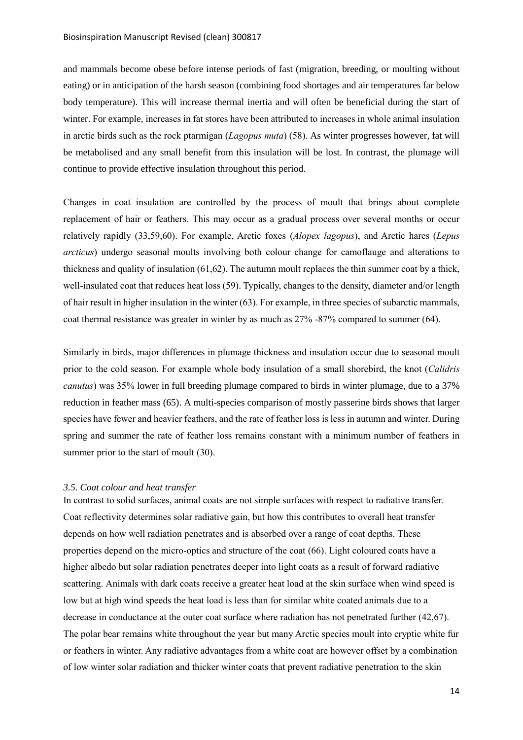and mammals become obese before intense periods of fast (migration, breeding, or moulting without eating) or in anticipation of the harsh season (combining food shortages and air temperatures far below body temperature). This will increase thermal inertia and will often be beneficial during the start of winter. For example, increases in fat stores have been attributed to increases in whole animal insulation in arctic birds such as the rock ptarmigan (*Lagopus muta*) (58). As winter progresses however, fat will be metabolised and any small benefit from this insulation will be lost. In contrast, the plumage will continue to provide effective insulation throughout this period.

Changes in coat insulation are controlled by the process of moult that brings about complete replacement of hair or feathers. This may occur as a gradual process over several months or occur relatively rapidly (33,59,60). For example, Arctic foxes (*Alopex lagopus*), and Arctic hares (*Lepus arcticus*) undergo seasonal moults involving both colour change for camoflauge and alterations to thickness and quality of insulation (61,62). The autumn moult replaces the thin summer coat by a thick, well-insulated coat that reduces heat loss (59). Typically, changes to the density, diameter and/or length of hair result in higher insulation in the winter (63). For example, in three species of subarctic mammals, coat thermal resistance was greater in winter by as much as 27% -87% compared to summer (64).

Similarly in birds, major differences in plumage thickness and insulation occur due to seasonal moult prior to the cold season. For example whole body insulation of a small shorebird, the knot (*Calidris canutus*) was 35% lower in full breeding plumage compared to birds in winter plumage, due to a 37% reduction in feather mass (65). A multi-species comparison of mostly passerine birds shows that larger species have fewer and heavier feathers, and the rate of feather loss is less in autumn and winter. During spring and summer the rate of feather loss remains constant with a minimum number of feathers in summer prior to the start of moult (30).

### *3.5. Coat colour and heat transfer*

In contrast to solid surfaces, animal coats are not simple surfaces with respect to radiative transfer. Coat reflectivity determines solar radiative gain, but how this contributes to overall heat transfer depends on how well radiation penetrates and is absorbed over a range of coat depths. These properties depend on the micro-optics and structure of the coat (66). Light coloured coats have a higher albedo but solar radiation penetrates deeper into light coats as a result of forward radiative scattering. Animals with dark coats receive a greater heat load at the skin surface when wind speed is low but at high wind speeds the heat load is less than for similar white coated animals due to a decrease in conductance at the outer coat surface where radiation has not penetrated further (42,67). The polar bear remains white throughout the year but many Arctic species moult into cryptic white fur or feathers in winter. Any radiative advantages from a white coat are however offset by a combination of low winter solar radiation and thicker winter coats that prevent radiative penetration to the skin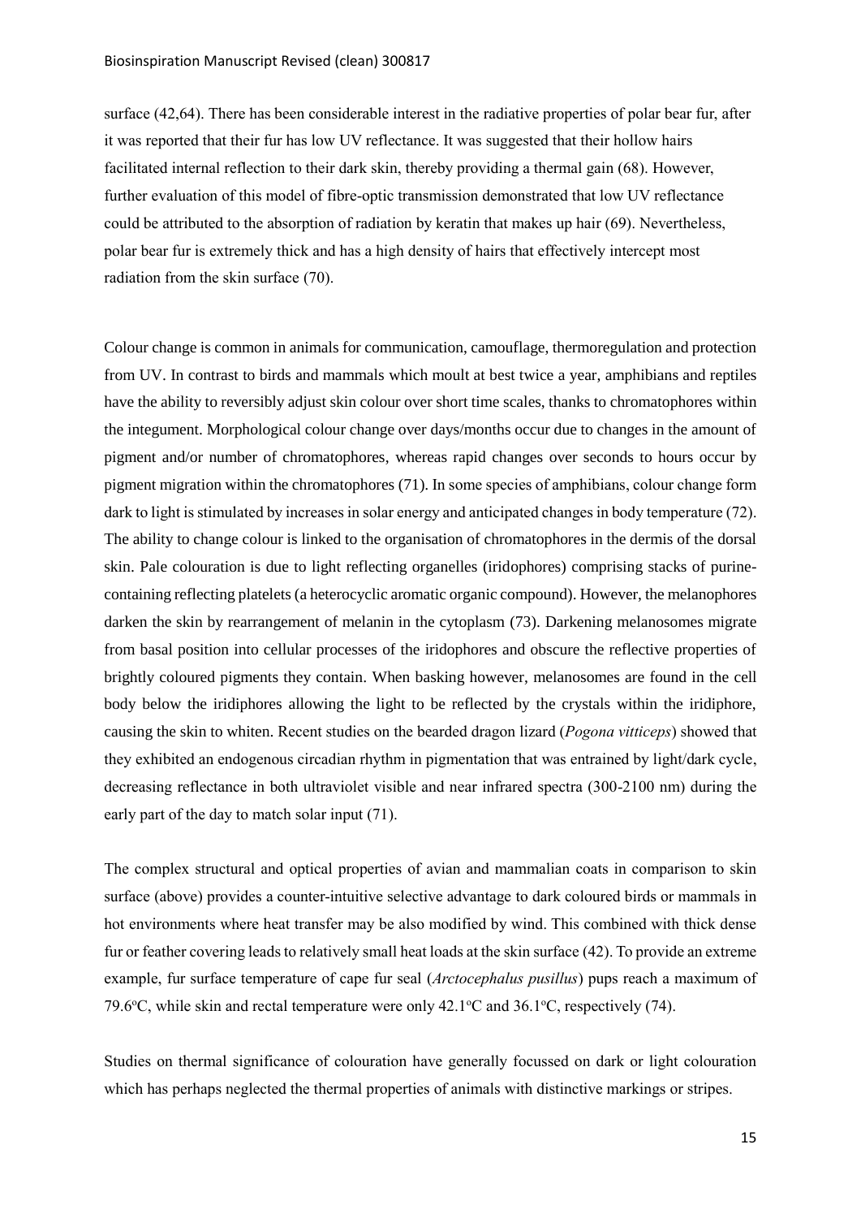surface (42,64). There has been considerable interest in the radiative properties of polar bear fur, after it was reported that their fur has low UV reflectance. It was suggested that their hollow hairs facilitated internal reflection to their dark skin, thereby providing a thermal gain (68). However, further evaluation of this model of fibre-optic transmission demonstrated that low UV reflectance could be attributed to the absorption of radiation by keratin that makes up hair (69). Nevertheless, polar bear fur is extremely thick and has a high density of hairs that effectively intercept most radiation from the skin surface (70).

Colour change is common in animals for communication, camouflage, thermoregulation and protection from UV. In contrast to birds and mammals which moult at best twice a year, amphibians and reptiles have the ability to reversibly adjust skin colour over short time scales, thanks to chromatophores within the integument. Morphological colour change over days/months occur due to changes in the amount of pigment and/or number of chromatophores, whereas rapid changes over seconds to hours occur by pigment migration within the chromatophores (71). In some species of amphibians, colour change form dark to light is stimulated by increases in solar energy and anticipated changes in body temperature (72). The ability to change colour is linked to the organisation of chromatophores in the dermis of the dorsal skin. Pale colouration is due to light reflecting organelles (iridophores) comprising stacks of purine-containing reflecting platelets (a heterocyclic aromatic organic compound). However, the melanophores darken the skin by rearrangement of melanin in the cytoplasm (73). Darkening melanosomes migrate from basal position into cellular processes of the iridophores and obscure the reflective properties of brightly coloured pigments they contain. When basking however, melanosomes are found in the cell body below the iridiphores allowing the light to be reflected by the crystals within the iridiphore, causing the skin to whiten. Recent studies on the bearded dragon lizard (*Pogona vitticeps*) showed that they exhibited an endogenous circadian rhythm in pigmentation that was entrained by light/dark cycle, decreasing reflectance in both ultraviolet visible and near infrared spectra (300-2100 nm) during the early part of the day to match solar input (71).

The complex structural and optical properties of avian and mammalian coats in comparison to skin surface (above) provides a counter-intuitive selective advantage to dark coloured birds or mammals in hot environments where heat transfer may be also modified by wind. This combined with thick dense fur or feather covering leads to relatively small heat loads at the skin surface (42). To provide an extreme example, fur surface temperature of cape fur seal (*Arctocephalus pusillus*) pups reach a maximum of 79.6°C, while skin and rectal temperature were only 42.1°C and 36.1°C, respectively (74).

Studies on thermal significance of colouration have generally focussed on dark or light colouration which has perhaps neglected the thermal properties of animals with distinctive markings or stripes.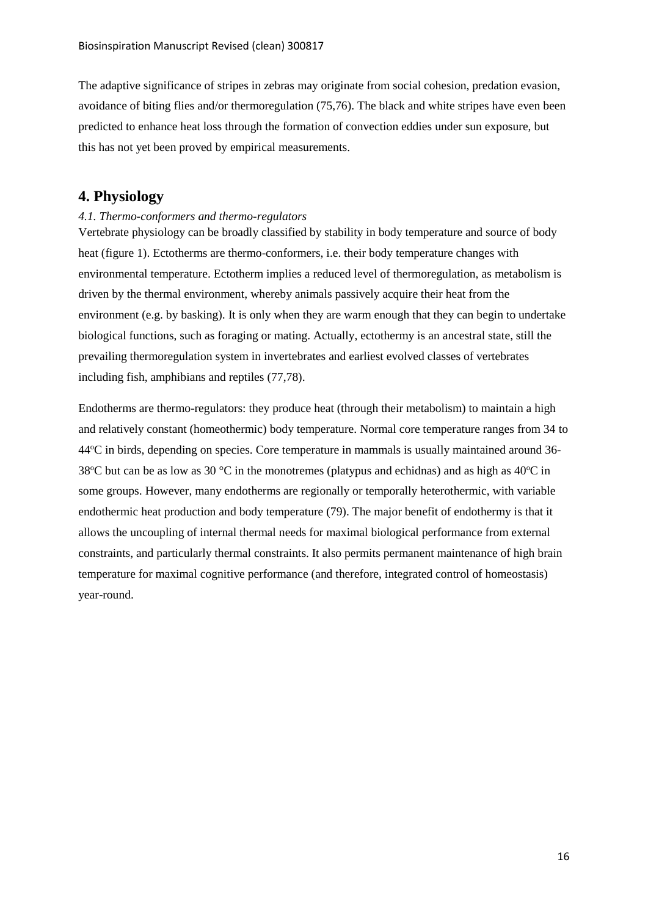The adaptive significance of stripes in zebras may originate from social cohesion, predation evasion, avoidance of biting flies and/or thermoregulation (75,76). The black and white stripes have even been predicted to enhance heat loss through the formation of convection eddies under sun exposure, but this has not yet been proved by empirical measurements.

## 4. Physiology

### *4.1. Thermo-conformers and thermo-regulators*

Vertebrate physiology can be broadly classified by stability in body temperature and source of body heat (figure 1). Ectotherms are thermo-conformers, i.e. their body temperature changes with environmental temperature. Ectotherm implies a reduced level of thermoregulation, as metabolism is driven by the thermal environment, whereby animals passively acquire their heat from the environment (e.g. by basking). It is only when they are warm enough that they can begin to undertake biological functions, such as foraging or mating. Actually, ectothermy is an ancestral state, still the prevailing thermoregulation system in invertebrates and earliest evolved classes of vertebrates including fish, amphibians and reptiles (77,78).

Endotherms are thermo-regulators: they produce heat (through their metabolism) to maintain a high and relatively constant (homeothermic) body temperature. Normal core temperature ranges from 34 to 44°C in birds, depending on species. Core temperature in mammals is usually maintained around 36-38°C but can be as low as 30 °C in the monotremes (platypus and echidnas) and as high as 40°C in some groups. However, many endotherms are regionally or temporally heterothermic, with variable endothermic heat production and body temperature (79). The major benefit of endothermy is that it allows the uncoupling of internal thermal needs for maximal biological performance from external constraints, and particularly thermal constraints. It also permits permanent maintenance of high brain temperature for maximal cognitive performance (and therefore, integrated control of homeostasis) year-round.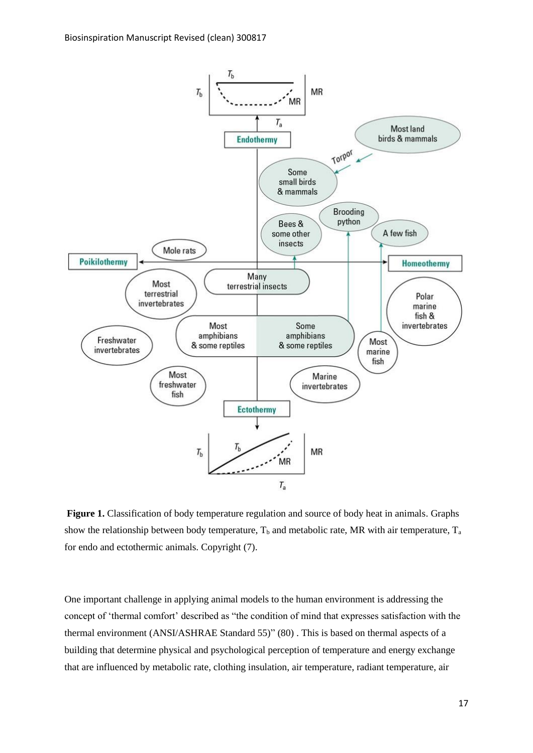**Figure 1.** Classification of body temperature regulation and source of body heat in animals. Graphs show the relationship between body temperature, $T_b$ and metabolic rate, MR with air temperature, $T_a$ for endo and ectothermic animals. Copyright (7).

One important challenge in applying animal models to the human environment is addressing the concept of 'thermal comfort' described as "the condition of mind that expresses satisfaction with the thermal environment (ANSI/ASHRAE Standard 55)" (80) . This is based on thermal aspects of a building that determine physical and psychological perception of temperature and energy exchange that are influenced by metabolic rate, clothing insulation, air temperature, radiant temperature, air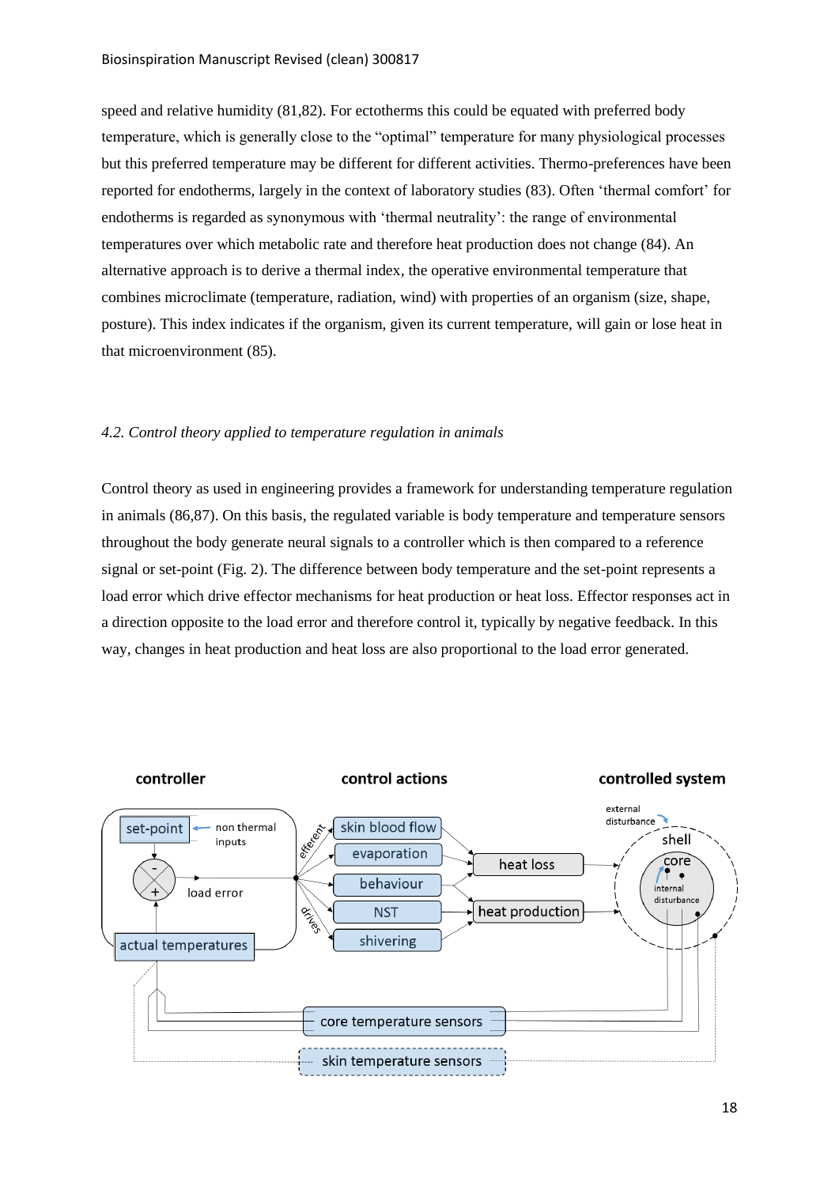speed and relative humidity (81,82). For ectotherms this could be equated with preferred body temperature, which is generally close to the "optimal" temperature for many physiological processes but this preferred temperature may be different for different activities. Thermo-preferences have been reported for endotherms, largely in the context of laboratory studies (83). Often 'thermal comfort' for endotherms is regarded as synonymous with 'thermal neutrality': the range of environmental temperatures over which metabolic rate and therefore heat production does not change (84). An alternative approach is to derive a thermal index, the operative environmental temperature that combines microclimate (temperature, radiation, wind) with properties of an organism (size, shape, posture). This index indicates if the organism, given its current temperature, will gain or lose heat in that microenvironment (85).

### *4.2. Control theory applied to temperature regulation in animals*

Control theory as used in engineering provides a framework for understanding temperature regulation in animals (86,87). On this basis, the regulated variable is body temperature and temperature sensors throughout the body generate neural signals to a controller which is then compared to a reference signal or set-point (Fig. 2). The difference between body temperature and the set-point represents a load error which drive effector mechanisms for heat production or heat loss. Effector responses act in a direction opposite to the load error and therefore control it, typically by negative feedback. In this way, changes in heat production and heat loss are also proportional to the load error generated.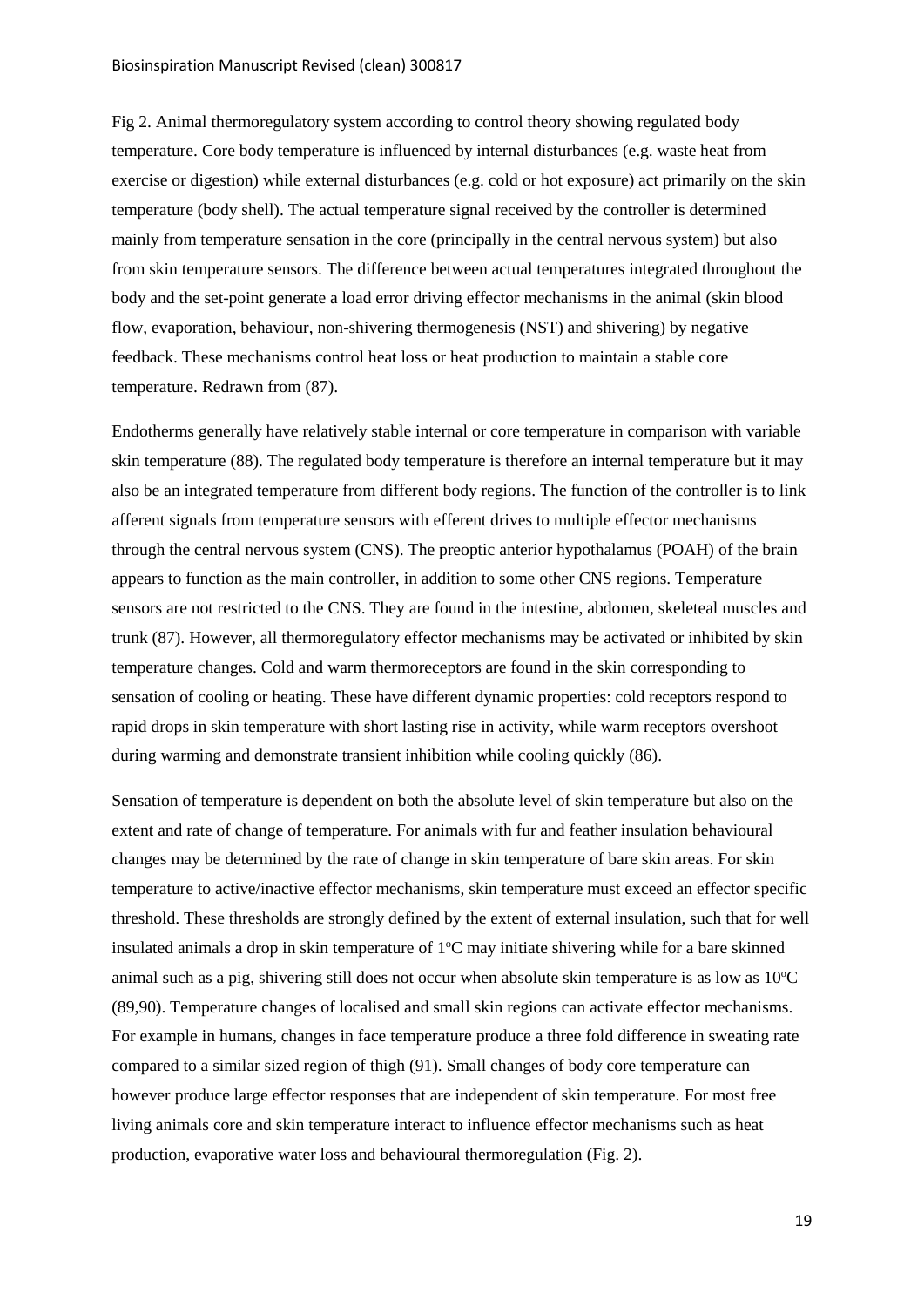Fig 2. Animal thermoregulatory system according to control theory showing regulated body temperature. Core body temperature is influenced by internal disturbances (e.g. waste heat from exercise or digestion) while external disturbances (e.g. cold or hot exposure) act primarily on the skin temperature (body shell). The actual temperature signal received by the controller is determined mainly from temperature sensation in the core (principally in the central nervous system) but also from skin temperature sensors. The difference between actual temperatures integrated throughout the body and the set-point generate a load error driving effector mechanisms in the animal (skin blood flow, evaporation, behaviour, non-shivering thermogenesis (NST) and shivering) by negative feedback. These mechanisms control heat loss or heat production to maintain a stable core temperature. Redrawn from (87).

Endotherms generally have relatively stable internal or core temperature in comparison with variable skin temperature (88). The regulated body temperature is therefore an internal temperature but it may also be an integrated temperature from different body regions. The function of the controller is to link afferent signals from temperature sensors with efferent drives to multiple effector mechanisms through the central nervous system (CNS). The preoptic anterior hypothalamus (POAH) of the brain appears to function as the main controller, in addition to some other CNS regions. Temperature sensors are not restricted to the CNS. They are found in the intestine, abdomen, skeleteal muscles and trunk (87). However, all thermoregulatory effector mechanisms may be activated or inhibited by skin temperature changes. Cold and warm thermoreceptors are found in the skin corresponding to sensation of cooling or heating. These have different dynamic properties: cold receptors respond to rapid drops in skin temperature with short lasting rise in activity, while warm receptors overshoot during warming and demonstrate transient inhibition while cooling quickly (86).

Sensation of temperature is dependent on both the absolute level of skin temperature but also on the extent and rate of change of temperature. For animals with fur and feather insulation behavioural changes may be determined by the rate of change in skin temperature of bare skin areas. For skin temperature to active/inactive effector mechanisms, skin temperature must exceed an effector specific threshold. These thresholds are strongly defined by the extent of external insulation, such that for well insulated animals a drop in skin temperature of 1°C may initiate shivering while for a bare skinned animal such as a pig, shivering still does not occur when absolute skin temperature is as low as 10°C (89,90). Temperature changes of localised and small skin regions can activate effector mechanisms. For example in humans, changes in face temperature produce a three fold difference in sweating rate compared to a similar sized region of thigh (91). Small changes of body core temperature can however produce large effector responses that are independent of skin temperature. For most free living animals core and skin temperature interact to influence effector mechanisms such as heat production, evaporative water loss and behavioural thermoregulation (Fig. 2).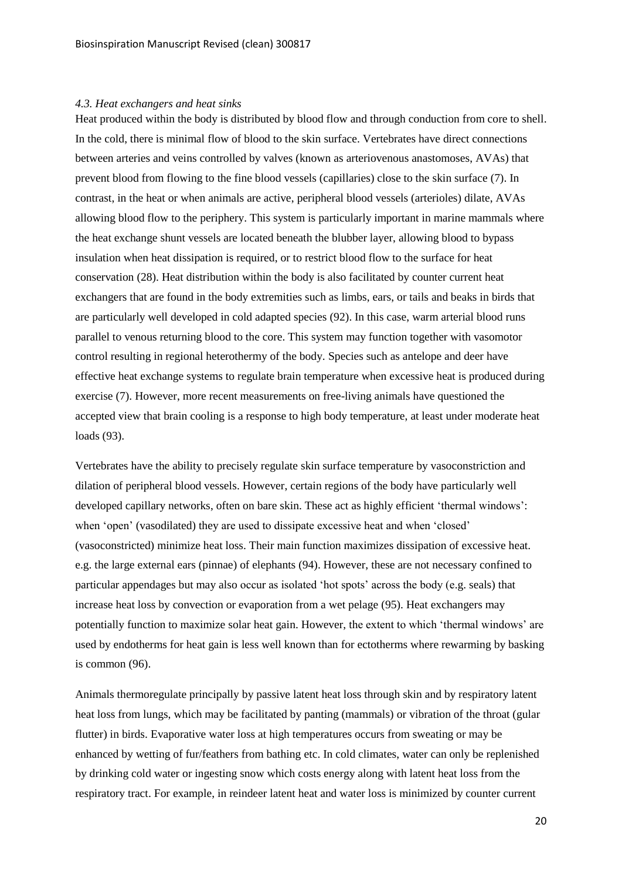*4.3. Heat exchangers and heat sinks*

Heat produced within the body is distributed by blood flow and through conduction from core to shell. In the cold, there is minimal flow of blood to the skin surface. Vertebrates have direct connections between arteries and veins controlled by valves (known as arteriovenous anastomoses, AVAs) that prevent blood from flowing to the fine blood vessels (capillaries) close to the skin surface (7). In contrast, in the heat or when animals are active, peripheral blood vessels (arterioles) dilate, AVAs allowing blood flow to the periphery. This system is particularly important in marine mammals where the heat exchange shunt vessels are located beneath the blubber layer, allowing blood to bypass insulation when heat dissipation is required, or to restrict blood flow to the surface for heat conservation (28). Heat distribution within the body is also facilitated by counter current heat exchangers that are found in the body extremities such as limbs, ears, or tails and beaks in birds that are particularly well developed in cold adapted species (92). In this case, warm arterial blood runs parallel to venous returning blood to the core. This system may function together with vasomotor control resulting in regional heterothermy of the body. Species such as antelope and deer have effective heat exchange systems to regulate brain temperature when excessive heat is produced during exercise (7). However, more recent measurements on free-living animals have questioned the accepted view that brain cooling is a response to high body temperature, at least under moderate heat loads (93).

Vertebrates have the ability to precisely regulate skin surface temperature by vasoconstriction and dilation of peripheral blood vessels. However, certain regions of the body have particularly well developed capillary networks, often on bare skin. These act as highly efficient 'thermal windows': when 'open' (vasodilated) they are used to dissipate excessive heat and when 'closed' (vasoconstricted) minimize heat loss. Their main function maximizes dissipation of excessive heat. e.g. the large external ears (pinnae) of elephants (94). However, these are not necessary confined to particular appendages but may also occur as isolated 'hot spots' across the body (e.g. seals) that increase heat loss by convection or evaporation from a wet pelage (95). Heat exchangers may potentially function to maximize solar heat gain. However, the extent to which 'thermal windows' are used by endotherms for heat gain is less well known than for ectotherms where rewarming by basking is common (96).

Animals thermoregulate principally by passive latent heat loss through skin and by respiratory latent heat loss from lungs, which may be facilitated by panting (mammals) or vibration of the throat (gular flutter) in birds. Evaporative water loss at high temperatures occurs from sweating or may be enhanced by wetting of fur/feathers from bathing etc. In cold climates, water can only be replenished by drinking cold water or ingesting snow which costs energy along with latent heat loss from the respiratory tract. For example, in reindeer latent heat and water loss is minimized by counter current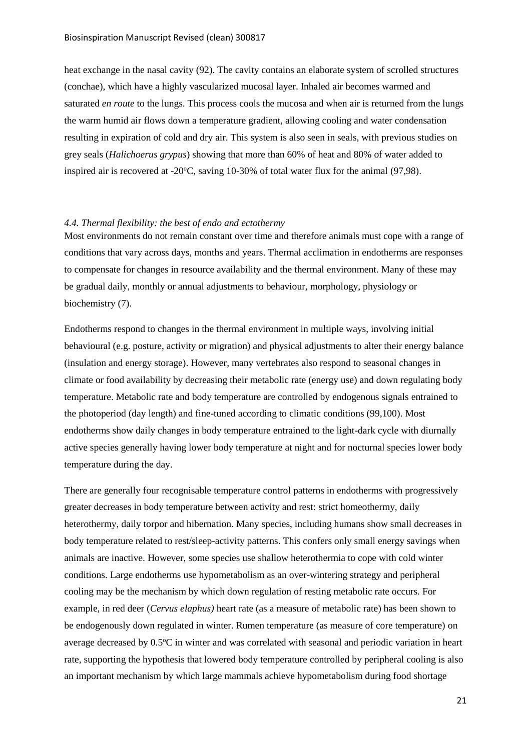heat exchange in the nasal cavity (92). The cavity contains an elaborate system of scrolled structures (conchae), which have a highly vascularized mucosal layer. Inhaled air becomes warmed and saturated *en route* to the lungs. This process cools the mucosa and when air is returned from the lungs the warm humid air flows down a temperature gradient, allowing cooling and water condensation resulting in expiration of cold and dry air. This system is also seen in seals, with previous studies on grey seals (*Halichoerus grypus*) showing that more than 60% of heat and 80% of water added to inspired air is recovered at -20°C, saving 10-30% of total water flux for the animal (97,98).

### *4.4. Thermal flexibility: the best of endo and ectothermy*

Most environments do not remain constant over time and therefore animals must cope with a range of conditions that vary across days, months and years. Thermal acclimation in endotherms are responses to compensate for changes in resource availability and the thermal environment. Many of these may be gradual daily, monthly or annual adjustments to behaviour, morphology, physiology or biochemistry (7).

Endotherms respond to changes in the thermal environment in multiple ways, involving initial behavioural (e.g. posture, activity or migration) and physical adjustments to alter their energy balance (insulation and energy storage). However, many vertebrates also respond to seasonal changes in climate or food availability by decreasing their metabolic rate (energy use) and down regulating body temperature. Metabolic rate and body temperature are controlled by endogenous signals entrained to the photoperiod (day length) and fine-tuned according to climatic conditions (99,100). Most endotherms show daily changes in body temperature entrained to the light-dark cycle with diurnally active species generally having lower body temperature at night and for nocturnal species lower body temperature during the day.

There are generally four recognisable temperature control patterns in endotherms with progressively greater decreases in body temperature between activity and rest: strict homeothermy, daily heterothermy, daily torpor and hibernation. Many species, including humans show small decreases in body temperature related to rest/sleep-activity patterns. This confers only small energy savings when animals are inactive. However, some species use shallow heterothermia to cope with cold winter conditions. Large endotherms use hypometabolism as an over-wintering strategy and peripheral cooling may be the mechanism by which down regulation of resting metabolic rate occurs. For example, in red deer (*Cervus elaphus)* heart rate (as a measure of metabolic rate) has been shown to be endogenously down regulated in winter. Rumen temperature (as measure of core temperature) on average decreased by 0.5°C in winter and was correlated with seasonal and periodic variation in heart rate, supporting the hypothesis that lowered body temperature controlled by peripheral cooling is also an important mechanism by which large mammals achieve hypometabolism during food shortage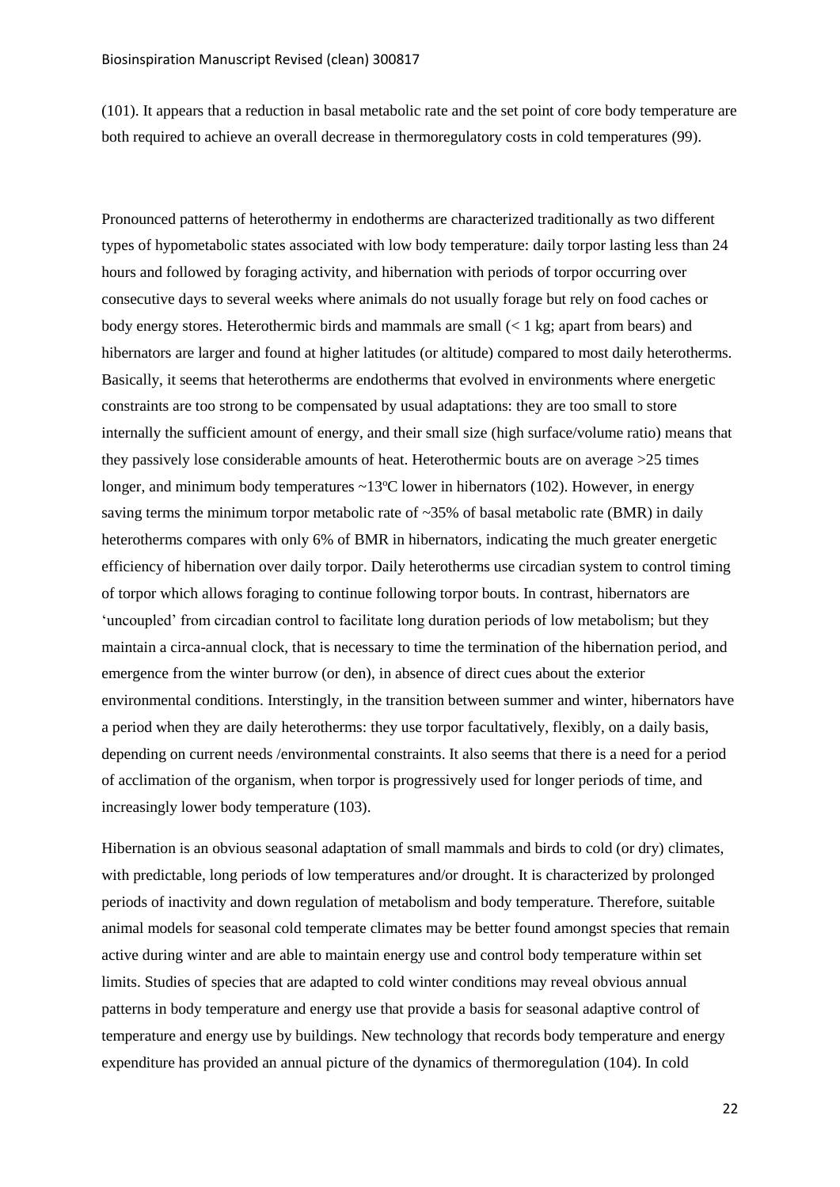(101). It appears that a reduction in basal metabolic rate and the set point of core body temperature are both required to achieve an overall decrease in thermoregulatory costs in cold temperatures (99).

Pronounced patterns of heterothermy in endotherms are characterized traditionally as two different types of hypometabolic states associated with low body temperature: daily torpor lasting less than 24 hours and followed by foraging activity, and hibernation with periods of torpor occurring over consecutive days to several weeks where animals do not usually forage but rely on food caches or body energy stores. Heterothermic birds and mammals are small (< 1 kg; apart from bears) and hibernators are larger and found at higher latitudes (or altitude) compared to most daily heterotherms. Basically, it seems that heterotherms are endotherms that evolved in environments where energetic constraints are too strong to be compensated by usual adaptations: they are too small to store internally the sufficient amount of energy, and their small size (high surface/volume ratio) means that they passively lose considerable amounts of heat. Heterothermic bouts are on average >25 times longer, and minimum body temperatures ~13ºC lower in hibernators (102). However, in energy saving terms the minimum torpor metabolic rate of ~35% of basal metabolic rate (BMR) in daily heterotherms compares with only 6% of BMR in hibernators, indicating the much greater energetic efficiency of hibernation over daily torpor. Daily heterotherms use circadian system to control timing of torpor which allows foraging to continue following torpor bouts. In contrast, hibernators are 'uncoupled' from circadian control to facilitate long duration periods of low metabolism; but they maintain a circa-annual clock, that is necessary to time the termination of the hibernation period, and emergence from the winter burrow (or den), in absence of direct cues about the exterior environmental conditions. Interstingly, in the transition between summer and winter, hibernators have a period when they are daily heterotherms: they use torpor facultatively, flexibly, on a daily basis, depending on current needs /environmental constraints. It also seems that there is a need for a period of acclimation of the organism, when torpor is progressively used for longer periods of time, and increasingly lower body temperature (103).

Hibernation is an obvious seasonal adaptation of small mammals and birds to cold (or dry) climates, with predictable, long periods of low temperatures and/or drought. It is characterized by prolonged periods of inactivity and down regulation of metabolism and body temperature. Therefore, suitable animal models for seasonal cold temperate climates may be better found amongst species that remain active during winter and are able to maintain energy use and control body temperature within set limits. Studies of species that are adapted to cold winter conditions may reveal obvious annual patterns in body temperature and energy use that provide a basis for seasonal adaptive control of temperature and energy use by buildings. New technology that records body temperature and energy expenditure has provided an annual picture of the dynamics of thermoregulation (104). In cold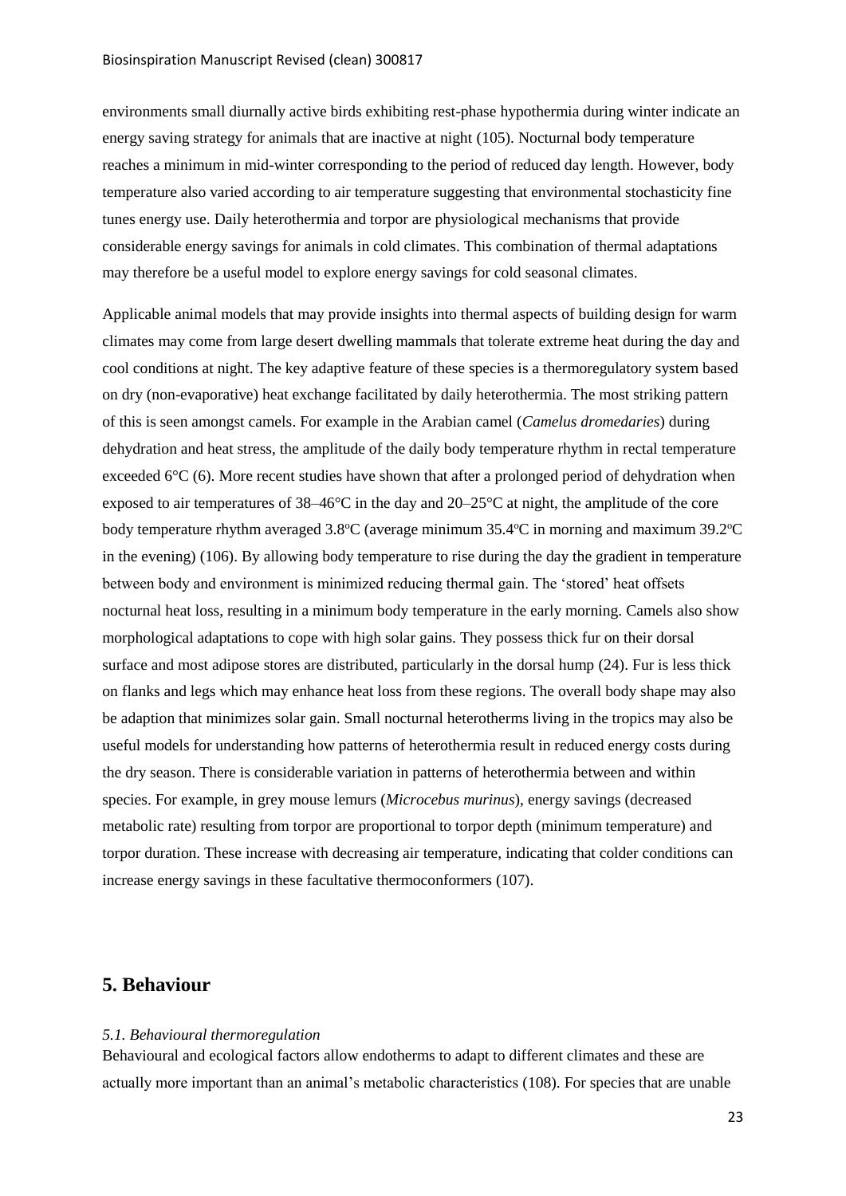environments small diurnally active birds exhibiting rest-phase hypothermia during winter indicate an energy saving strategy for animals that are inactive at night (105). Nocturnal body temperature reaches a minimum in mid-winter corresponding to the period of reduced day length. However, body temperature also varied according to air temperature suggesting that environmental stochasticity fine tunes energy use. Daily heterothermia and torpor are physiological mechanisms that provide considerable energy savings for animals in cold climates. This combination of thermal adaptations may therefore be a useful model to explore energy savings for cold seasonal climates.

Applicable animal models that may provide insights into thermal aspects of building design for warm climates may come from large desert dwelling mammals that tolerate extreme heat during the day and cool conditions at night. The key adaptive feature of these species is a thermoregulatory system based on dry (non-evaporative) heat exchange facilitated by daily heterothermia. The most striking pattern of this is seen amongst camels. For example in the Arabian camel (*Camelus dromedaries*) during dehydration and heat stress, the amplitude of the daily body temperature rhythm in rectal temperature exceeded 6°C (6). More recent studies have shown that after a prolonged period of dehydration when exposed to air temperatures of 38–46°C in the day and 20–25°C at night, the amplitude of the core body temperature rhythm averaged 3.8°C (average minimum 35.4°C in morning and maximum 39.2°C in the evening) (106). By allowing body temperature to rise during the day the gradient in temperature between body and environment is minimized reducing thermal gain. The 'stored' heat offsets nocturnal heat loss, resulting in a minimum body temperature in the early morning. Camels also show morphological adaptations to cope with high solar gains. They possess thick fur on their dorsal surface and most adipose stores are distributed, particularly in the dorsal hump (24). Fur is less thick on flanks and legs which may enhance heat loss from these regions. The overall body shape may also be adaption that minimizes solar gain. Small nocturnal heterotherms living in the tropics may also be useful models for understanding how patterns of heterothermia result in reduced energy costs during the dry season. There is considerable variation in patterns of heterothermia between and within species. For example, in grey mouse lemurs (*Microcebus murinus*), energy savings (decreased metabolic rate) resulting from torpor are proportional to torpor depth (minimum temperature) and torpor duration. These increase with decreasing air temperature, indicating that colder conditions can increase energy savings in these facultative thermoconformers (107).

## 5. Behaviour

### *5.1. Behavioural thermoregulation*

Behavioural and ecological factors allow endotherms to adapt to different climates and these are actually more important than an animal's metabolic characteristics (108). For species that are unable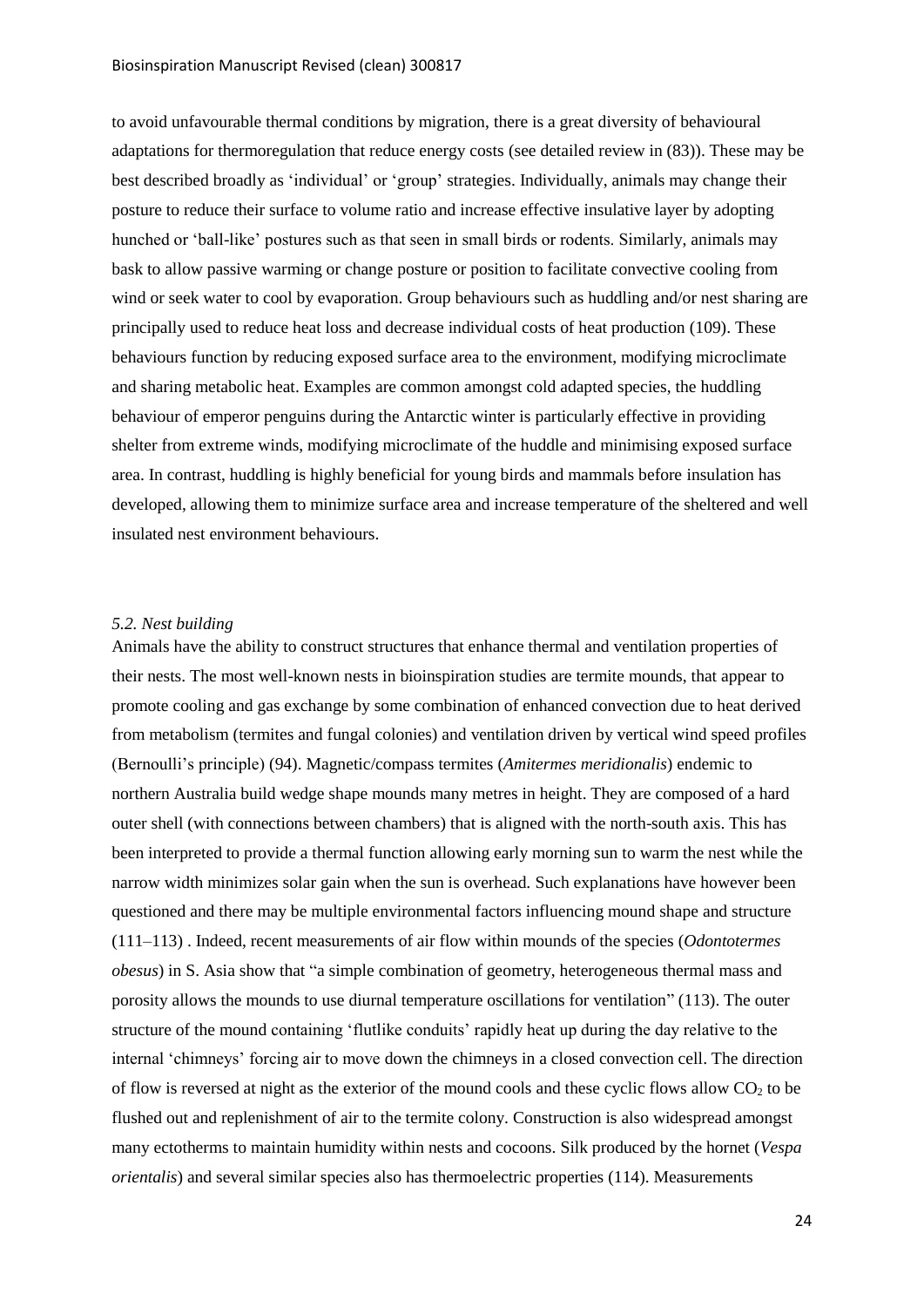to avoid unfavourable thermal conditions by migration, there is a great diversity of behavioural adaptations for thermoregulation that reduce energy costs (see detailed review in (83)). These may be best described broadly as 'individual' or 'group' strategies. Individually, animals may change their posture to reduce their surface to volume ratio and increase effective insulative layer by adopting hunched or 'ball-like' postures such as that seen in small birds or rodents. Similarly, animals may bask to allow passive warming or change posture or position to facilitate convective cooling from wind or seek water to cool by evaporation. Group behaviours such as huddling and/or nest sharing are principally used to reduce heat loss and decrease individual costs of heat production (109). These behaviours function by reducing exposed surface area to the environment, modifying microclimate and sharing metabolic heat. Examples are common amongst cold adapted species, the huddling behaviour of emperor penguins during the Antarctic winter is particularly effective in providing shelter from extreme winds, modifying microclimate of the huddle and minimising exposed surface area. In contrast, huddling is highly beneficial for young birds and mammals before insulation has developed, allowing them to minimize surface area and increase temperature of the sheltered and well insulated nest environment behaviours.

### *5.2. Nest building*

Animals have the ability to construct structures that enhance thermal and ventilation properties of their nests. The most well-known nests in bioinspiration studies are termite mounds, that appear to promote cooling and gas exchange by some combination of enhanced convection due to heat derived from metabolism (termites and fungal colonies) and ventilation driven by vertical wind speed profiles (Bernoulli's principle) (94). Magnetic/compass termites (*Amitermes meridionalis*) endemic to northern Australia build wedge shape mounds many metres in height. They are composed of a hard outer shell (with connections between chambers) that is aligned with the north-south axis. This has been interpreted to provide a thermal function allowing early morning sun to warm the nest while the narrow width minimizes solar gain when the sun is overhead. Such explanations have however been questioned and there may be multiple environmental factors influencing mound shape and structure (111–113) . Indeed, recent measurements of air flow within mounds of the species (*Odontotermes obesus*) in S. Asia show that "a simple combination of geometry, heterogeneous thermal mass and porosity allows the mounds to use diurnal temperature oscillations for ventilation" (113). The outer structure of the mound containing 'flutlike conduits' rapidly heat up during the day relative to the internal 'chimneys' forcing air to move down the chimneys in a closed convection cell. The direction of flow is reversed at night as the exterior of the mound cools and these cyclic flows allow $CO_2$ to be flushed out and replenishment of air to the termite colony. Construction is also widespread amongst many ectotherms to maintain humidity within nests and cocoons. Silk produced by the hornet (*Vespa orientalis*) and several similar species also has thermoelectric properties (114). Measurements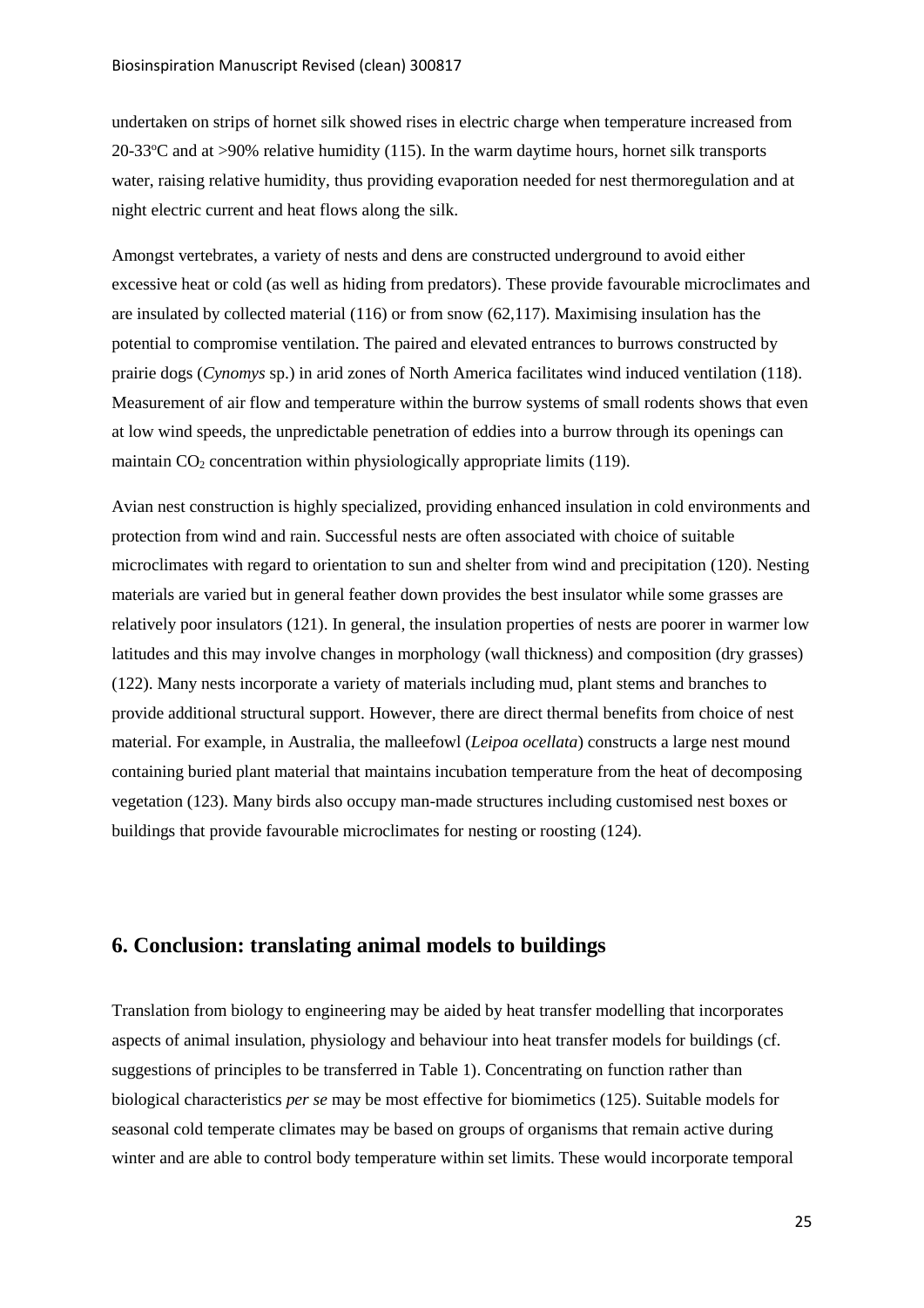undertaken on strips of hornet silk showed rises in electric charge when temperature increased from 20-33$^{o}$C and at >90% relative humidity (115). In the warm daytime hours, hornet silk transports water, raising relative humidity, thus providing evaporation needed for nest thermoregulation and at night electric current and heat flows along the silk.

Amongst vertebrates, a variety of nests and dens are constructed underground to avoid either excessive heat or cold (as well as hiding from predators). These provide favourable microclimates and are insulated by collected material (116) or from snow (62,117). Maximising insulation has the potential to compromise ventilation. The paired and elevated entrances to burrows constructed by prairie dogs (*Cynomys* sp.) in arid zones of North America facilitates wind induced ventilation (118). Measurement of air flow and temperature within the burrow systems of small rodents shows that even at low wind speeds, the unpredictable penetration of eddies into a burrow through its openings can maintain $CO_2$ concentration within physiologically appropriate limits (119).

Avian nest construction is highly specialized, providing enhanced insulation in cold environments and protection from wind and rain. Successful nests are often associated with choice of suitable microclimates with regard to orientation to sun and shelter from wind and precipitation (120). Nesting materials are varied but in general feather down provides the best insulator while some grasses are relatively poor insulators (121). In general, the insulation properties of nests are poorer in warmer low latitudes and this may involve changes in morphology (wall thickness) and composition (dry grasses) (122). Many nests incorporate a variety of materials including mud, plant stems and branches to provide additional structural support. However, there are direct thermal benefits from choice of nest material. For example, in Australia, the malleefowl (*Leipoa ocellata*) constructs a large nest mound containing buried plant material that maintains incubation temperature from the heat of decomposing vegetation (123). Many birds also occupy man-made structures including customised nest boxes or buildings that provide favourable microclimates for nesting or roosting (124).

## 6. Conclusion: translating animal models to buildings

Translation from biology to engineering may be aided by heat transfer modelling that incorporates aspects of animal insulation, physiology and behaviour into heat transfer models for buildings (cf. suggestions of principles to be transferred in Table 1). Concentrating on function rather than biological characteristics *per se* may be most effective for biomimetics (125). Suitable models for seasonal cold temperate climates may be based on groups of organisms that remain active during winter and are able to control body temperature within set limits. These would incorporate temporal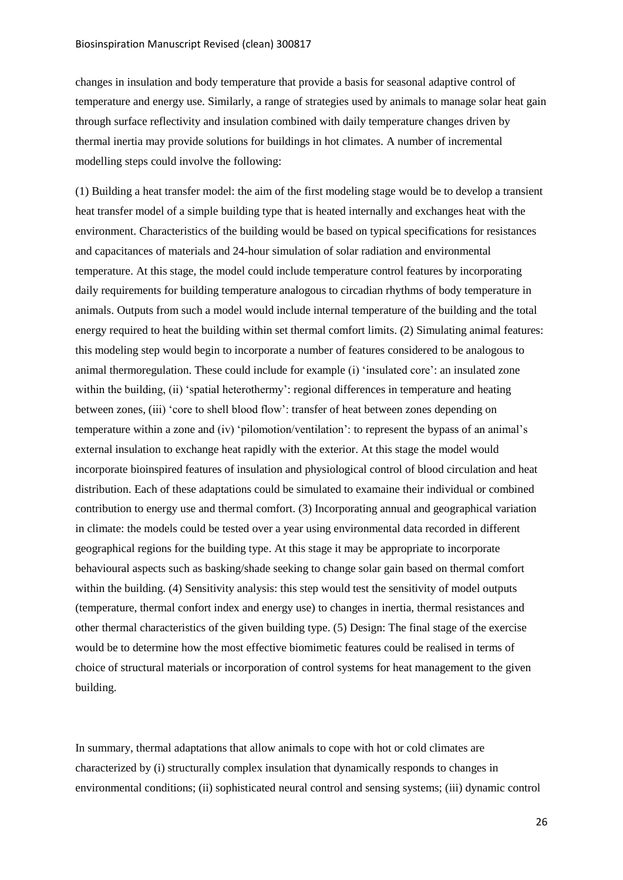changes in insulation and body temperature that provide a basis for seasonal adaptive control of temperature and energy use. Similarly, a range of strategies used by animals to manage solar heat gain through surface reflectivity and insulation combined with daily temperature changes driven by thermal inertia may provide solutions for buildings in hot climates. A number of incremental modelling steps could involve the following:

(1) Building a heat transfer model: the aim of the first modeling stage would be to develop a transient heat transfer model of a simple building type that is heated internally and exchanges heat with the environment. Characteristics of the building would be based on typical specifications for resistances and capacitances of materials and 24-hour simulation of solar radiation and environmental temperature. At this stage, the model could include temperature control features by incorporating daily requirements for building temperature analogous to circadian rhythms of body temperature in animals. Outputs from such a model would include internal temperature of the building and the total energy required to heat the building within set thermal comfort limits. (2) Simulating animal features: this modeling step would begin to incorporate a number of features considered to be analogous to animal thermoregulation. These could include for example (i) 'insulated core': an insulated zone within the building, (ii) 'spatial heterothermy': regional differences in temperature and heating between zones, (iii) 'core to shell blood flow': transfer of heat between zones depending on temperature within a zone and (iv) 'pilomotion/ventilation': to represent the bypass of an animal's external insulation to exchange heat rapidly with the exterior. At this stage the model would incorporate bioinspired features of insulation and physiological control of blood circulation and heat distribution. Each of these adaptations could be simulated to examaine their individual or combined contribution to energy use and thermal comfort. (3) Incorporating annual and geographical variation in climate: the models could be tested over a year using environmental data recorded in different geographical regions for the building type. At this stage it may be appropriate to incorporate behavioural aspects such as basking/shade seeking to change solar gain based on thermal comfort within the building. (4) Sensitivity analysis: this step would test the sensitivity of model outputs (temperature, thermal confort index and energy use) to changes in inertia, thermal resistances and other thermal characteristics of the given building type. (5) Design: The final stage of the exercise would be to determine how the most effective biomimetic features could be realised in terms of choice of structural materials or incorporation of control systems for heat management to the given building.

In summary, thermal adaptations that allow animals to cope with hot or cold climates are characterized by (i) structurally complex insulation that dynamically responds to changes in environmental conditions; (ii) sophisticated neural control and sensing systems; (iii) dynamic control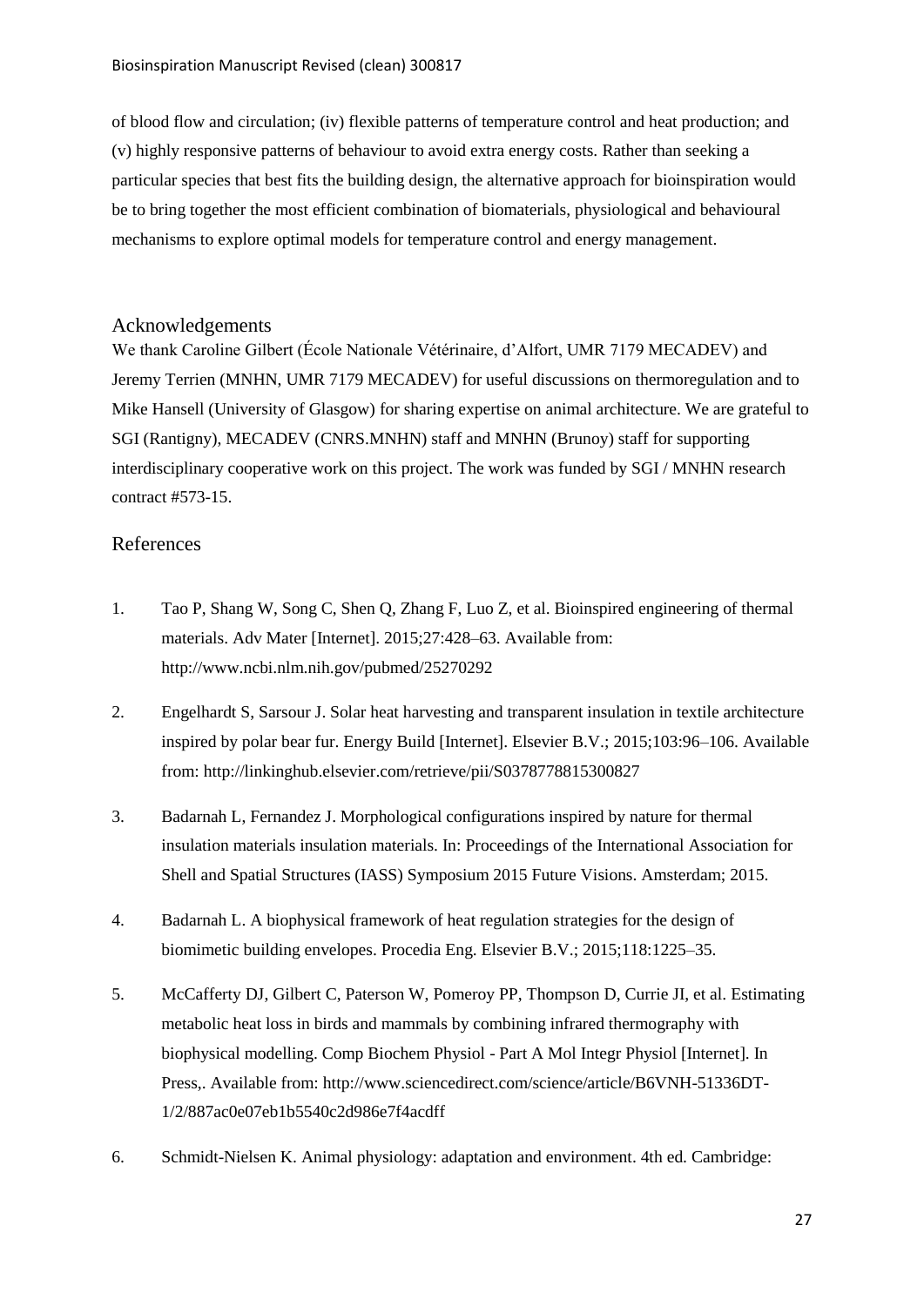of blood flow and circulation; (iv) flexible patterns of temperature control and heat production; and (v) highly responsive patterns of behaviour to avoid extra energy costs. Rather than seeking a particular species that best fits the building design, the alternative approach for bioinspiration would be to bring together the most efficient combination of biomaterials, physiological and behavioural mechanisms to explore optimal models for temperature control and energy management.

## Acknowledgements

We thank Caroline Gilbert (École Nationale Vétérinaire, d'Alfort, UMR 7179 MECADEV) and Jeremy Terrien (MNHN, UMR 7179 MECADEV) for useful discussions on thermoregulation and to Mike Hansell (University of Glasgow) for sharing expertise on animal architecture. We are grateful to SGI (Rantigny), MECADEV (CNRS.MNHN) staff and MNHN (Brunoy) staff for supporting interdisciplinary cooperative work on this project. The work was funded by SGI / MNHN research contract #573-15.

## References

1. Tao P, Shang W, Song C, Shen Q, Zhang F, Luo Z, et al. Bioinspired engineering of thermal materials. Adv Mater [Internet]. 2015;27:428–63. Available from: http://www.ncbi.nlm.nih.gov/pubmed/25270292

2. Engelhardt S, Sarsour J. Solar heat harvesting and transparent insulation in textile architecture inspired by polar bear fur. Energy Build [Internet]. Elsevier B.V.; 2015;103:96–106. Available from: http://linkinghub.elsevier.com/retrieve/pii/S0378778815300827

3. Badarnah L, Fernandez J. Morphological configurations inspired by nature for thermal insulation materials insulation materials. In: Proceedings of the International Association for Shell and Spatial Structures (IASS) Symposium 2015 Future Visions. Amsterdam; 2015.

4. Badarnah L. A biophysical framework of heat regulation strategies for the design of biomimetic building envelopes. Procedia Eng. Elsevier B.V.; 2015;118:1225–35.

5. McCafferty DJ, Gilbert C, Paterson W, Pomeroy PP, Thompson D, Currie JI, et al. Estimating metabolic heat loss in birds and mammals by combining infrared thermography with biophysical modelling. Comp Biochem Physiol - Part A Mol Integr Physiol [Internet]. In Press,. Available from: http://www.sciencedirect.com/science/article/B6VNH-51336DT-1/2/887ac0e07eb1b5540c2d986e7f4acdff

6. Schmidt-Nielsen K. Animal physiology: adaptation and environment. 4th ed. Cambridge: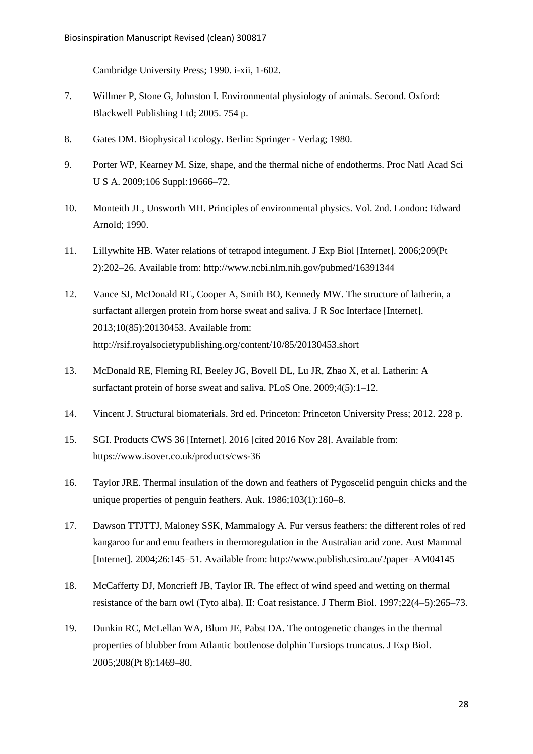Cambridge University Press; 1990. i-xii, 1-602.

7. Willmer P, Stone G, Johnston I. Environmental physiology of animals. Second. Oxford: Blackwell Publishing Ltd; 2005. 754 p.

8. Gates DM. Biophysical Ecology. Berlin: Springer - Verlag; 1980.

9. Porter WP, Kearney M. Size, shape, and the thermal niche of endotherms. Proc Natl Acad Sci U S A. 2009;106 Suppl:19666–72.

10. Monteith JL, Unsworth MH. Principles of environmental physics. Vol. 2nd. London: Edward Arnold; 1990.

11. Lillywhite HB. Water relations of tetrapod integument. J Exp Biol [Internet]. 2006;209(Pt 2):202–26. Available from: http://www.ncbi.nlm.nih.gov/pubmed/16391344

12. Vance SJ, McDonald RE, Cooper A, Smith BO, Kennedy MW. The structure of latherin, a surfactant allergen protein from horse sweat and saliva. J R Soc Interface [Internet]. 2013;10(85):20130453. Available from: http://rsif.royalsocietypublishing.org/content/10/85/20130453.short

13. McDonald RE, Fleming RI, Beeley JG, Bovell DL, Lu JR, Zhao X, et al. Latherin: A surfactant protein of horse sweat and saliva. PLoS One. 2009;4(5):1–12.

14. Vincent J. Structural biomaterials. 3rd ed. Princeton: Princeton University Press; 2012. 228 p.

15. SGI. Products CWS 36 [Internet]. 2016 [cited 2016 Nov 28]. Available from: https://www.isover.co.uk/products/cws-36

16. Taylor JRE. Thermal insulation of the down and feathers of Pygoscelid penguin chicks and the unique properties of penguin feathers. Auk. 1986;103(1):160–8.

17. Dawson TTJTTJ, Maloney SSK, Mammalogy A. Fur versus feathers: the different roles of red kangaroo fur and emu feathers in thermoregulation in the Australian arid zone. Aust Mammal [Internet]. 2004;26:145–51. Available from: http://www.publish.csiro.au/?paper=AM04145

18. McCafferty DJ, Moncrieff JB, Taylor IR. The effect of wind speed and wetting on thermal resistance of the barn owl (Tyto alba). II: Coat resistance. J Therm Biol. 1997;22(4–5):265–73.

19. Dunkin RC, McLellan WA, Blum JE, Pabst DA. The ontogenetic changes in the thermal properties of blubber from Atlantic bottlenose dolphin Tursiops truncatus. J Exp Biol. 2005;208(Pt 8):1469–80.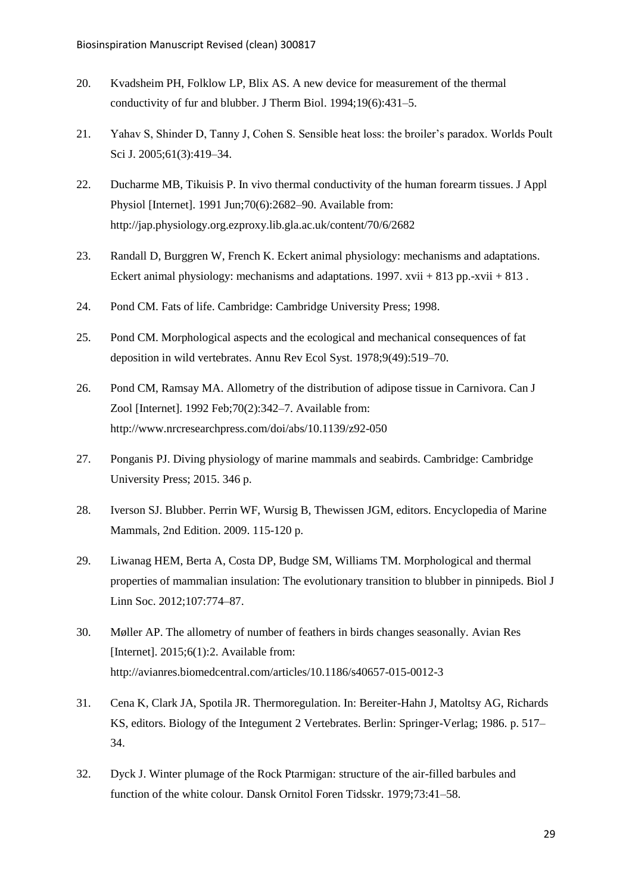20. Kvadsheim PH, Folklow LP, Blix AS. A new device for measurement of the thermal conductivity of fur and blubber. J Therm Biol. 1994;19(6):431–5.

21. Yahav S, Shinder D, Tanny J, Cohen S. Sensible heat loss: the broiler's paradox. Worlds Poult Sci J. 2005;61(3):419–34.

22. Ducharme MB, Tikuisis P. In vivo thermal conductivity of the human forearm tissues. J Appl Physiol [Internet]. 1991 Jun;70(6):2682–90. Available from: http://jap.physiology.org.ezproxy.lib.gla.ac.uk/content/70/6/2682

23. Randall D, Burggren W, French K. Eckert animal physiology: mechanisms and adaptations. Eckert animal physiology: mechanisms and adaptations. 1997. xvii + 813 pp.-xvii + 813 .

24. Pond CM. Fats of life. Cambridge: Cambridge University Press; 1998.

25. Pond CM. Morphological aspects and the ecological and mechanical consequences of fat deposition in wild vertebrates. Annu Rev Ecol Syst. 1978;9(49):519–70.

26. Pond CM, Ramsay MA. Allometry of the distribution of adipose tissue in Carnivora. Can J Zool [Internet]. 1992 Feb;70(2):342–7. Available from: http://www.nrcresearchpress.com/doi/abs/10.1139/z92-050

27. Ponganis PJ. Diving physiology of marine mammals and seabirds. Cambridge: Cambridge University Press; 2015. 346 p.

28. Iverson SJ. Blubber. Perrin WF, Wursig B, Thewissen JGM, editors. Encyclopedia of Marine Mammals, 2nd Edition. 2009. 115-120 p.

29. Liwanag HEM, Berta A, Costa DP, Budge SM, Williams TM. Morphological and thermal properties of mammalian insulation: The evolutionary transition to blubber in pinnipeds. Biol J Linn Soc. 2012;107:774–87.

30. Møller AP. The allometry of number of feathers in birds changes seasonally. Avian Res [Internet]. 2015;6(1):2. Available from: http://avianres.biomedcentral.com/articles/10.1186/s40657-015-0012-3

31. Cena K, Clark JA, Spotila JR. Thermoregulation. In: Bereiter-Hahn J, Matoltsy AG, Richards KS, editors. Biology of the Integument 2 Vertebrates. Berlin: Springer-Verlag; 1986. p. 517–34.

32. Dyck J. Winter plumage of the Rock Ptarmigan: structure of the air-filled barbules and function of the white colour. Dansk Ornitol Foren Tidsskr. 1979;73:41–58.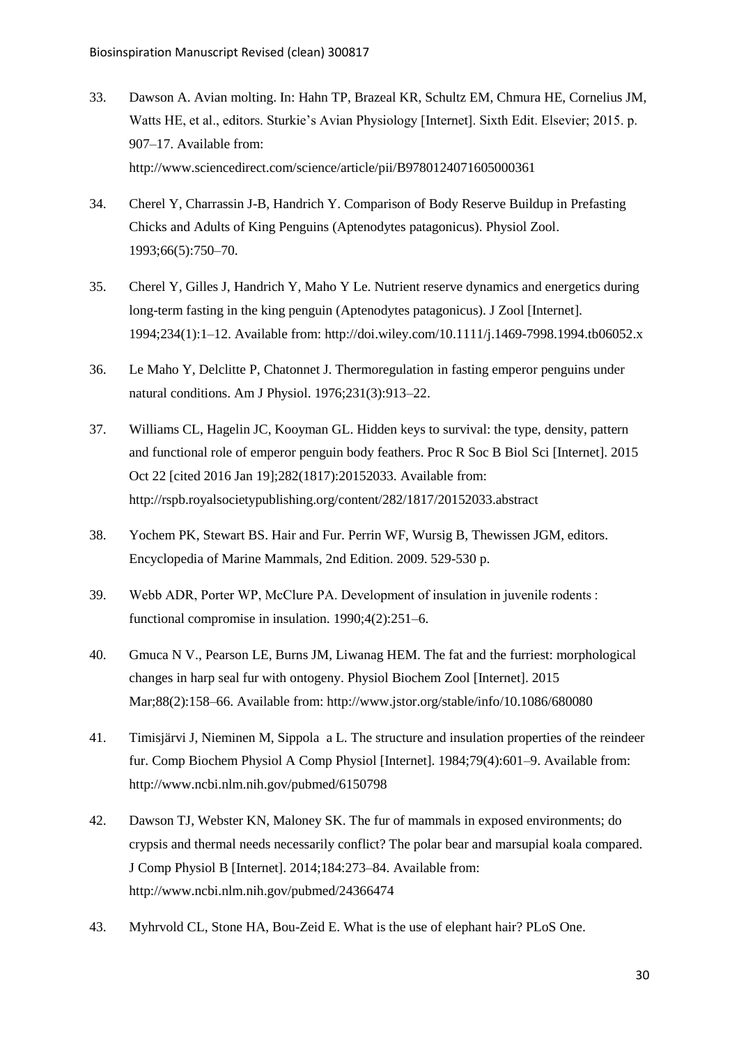33. Dawson A. Avian molting. In: Hahn TP, Brazeal KR, Schultz EM, Chmura HE, Cornelius JM, Watts HE, et al., editors. Sturkie's Avian Physiology [Internet]. Sixth Edit. Elsevier; 2015. p. 907–17. Available from: http://www.sciencedirect.com/science/article/pii/B9780124071605000361

34. Cherel Y, Charrassin J-B, Handrich Y. Comparison of Body Reserve Buildup in Prefasting Chicks and Adults of King Penguins (Aptenodytes patagonicus). Physiol Zool. 1993;66(5):750–70.

35. Cherel Y, Gilles J, Handrich Y, Maho Y Le. Nutrient reserve dynamics and energetics during long-term fasting in the king penguin (Aptenodytes patagonicus). J Zool [Internet]. 1994;234(1):1–12. Available from: http://doi.wiley.com/10.1111/j.1469-7998.1994.tb06052.x

36. Le Maho Y, Delclitte P, Chatonnet J. Thermoregulation in fasting emperor penguins under natural conditions. Am J Physiol. 1976;231(3):913–22.

37. Williams CL, Hagelin JC, Kooyman GL. Hidden keys to survival: the type, density, pattern and functional role of emperor penguin body feathers. Proc R Soc B Biol Sci [Internet]. 2015 Oct 22 [cited 2016 Jan 19];282(1817):20152033. Available from: http://rspb.royalsocietypublishing.org/content/282/1817/20152033.abstract

38. Yochem PK, Stewart BS. Hair and Fur. Perrin WF, Wursig B, Thewissen JGM, editors. Encyclopedia of Marine Mammals, 2nd Edition. 2009. 529-530 p.

39. Webb ADR, Porter WP, McClure PA. Development of insulation in juvenile rodents : functional compromise in insulation. 1990;4(2):251–6.

40. Gmuca N V., Pearson LE, Burns JM, Liwanag HEM. The fat and the furriest: morphological changes in harp seal fur with ontogeny. Physiol Biochem Zool [Internet]. 2015 Mar;88(2):158–66. Available from: http://www.jstor.org/stable/info/10.1086/680080

41. Timisjärvi J, Nieminen M, Sippola a L. The structure and insulation properties of the reindeer fur. Comp Biochem Physiol A Comp Physiol [Internet]. 1984;79(4):601–9. Available from: http://www.ncbi.nlm.nih.gov/pubmed/6150798

42. Dawson TJ, Webster KN, Maloney SK. The fur of mammals in exposed environments; do crypsis and thermal needs necessarily conflict? The polar bear and marsupial koala compared. J Comp Physiol B [Internet]. 2014;184:273–84. Available from: http://www.ncbi.nlm.nih.gov/pubmed/24366474

43. Myhrvold CL, Stone HA, Bou-Zeid E. What is the use of elephant hair? PLoS One.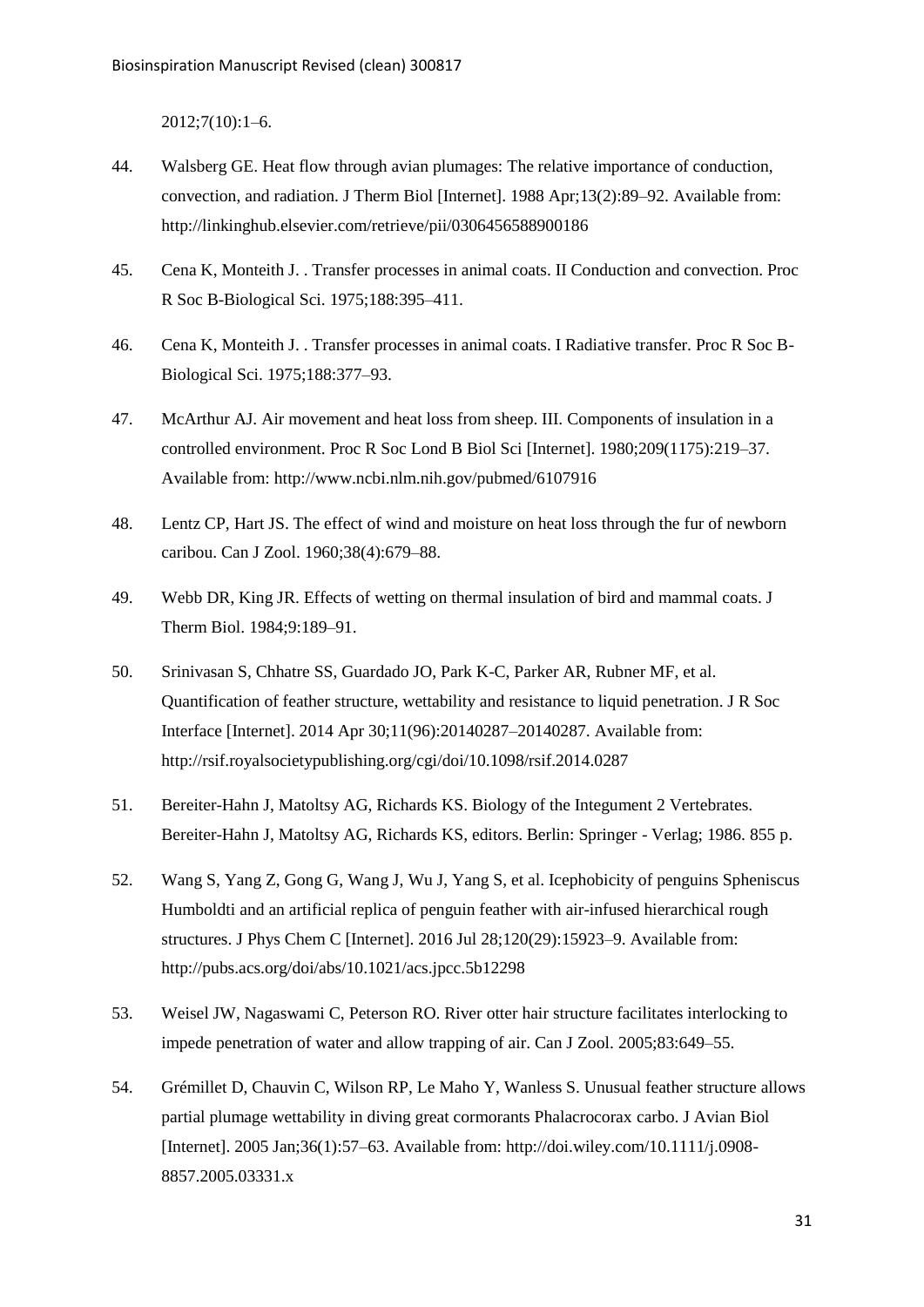2012;7(10):1–6.

44. Walsberg GE. Heat flow through avian plumages: The relative importance of conduction, convection, and radiation. J Therm Biol [Internet]. 1988 Apr;13(2):89–92. Available from: http://linkinghub.elsevier.com/retrieve/pii/0306456588900186

45. Cena K, Monteith J. . Transfer processes in animal coats. II Conduction and convection. Proc R Soc B-Biological Sci. 1975;188:395–411.

46. Cena K, Monteith J. . Transfer processes in animal coats. I Radiative transfer. Proc R Soc B-Biological Sci. 1975;188:377–93.

47. McArthur AJ. Air movement and heat loss from sheep. III. Components of insulation in a controlled environment. Proc R Soc Lond B Biol Sci [Internet]. 1980;209(1175):219–37. Available from: http://www.ncbi.nlm.nih.gov/pubmed/6107916

48. Lentz CP, Hart JS. The effect of wind and moisture on heat loss through the fur of newborn caribou. Can J Zool. 1960;38(4):679–88.

49. Webb DR, King JR. Effects of wetting on thermal insulation of bird and mammal coats. J Therm Biol. 1984;9:189–91.

50. Srinivasan S, Chhatre SS, Guardado JO, Park K-C, Parker AR, Rubner MF, et al. Quantification of feather structure, wettability and resistance to liquid penetration. J R Soc Interface [Internet]. 2014 Apr 30;11(96):20140287–20140287. Available from: http://rsif.royalsocietypublishing.org/cgi/doi/10.1098/rsif.2014.0287

51. Bereiter-Hahn J, Matoltsy AG, Richards KS. Biology of the Integument 2 Vertebrates. Bereiter-Hahn J, Matoltsy AG, Richards KS, editors. Berlin: Springer - Verlag; 1986. 855 p.

52. Wang S, Yang Z, Gong G, Wang J, Wu J, Yang S, et al. Icephobicity of penguins Spheniscus Humboldti and an artificial replica of penguin feather with air-infused hierarchical rough structures. J Phys Chem C [Internet]. 2016 Jul 28;120(29):15923–9. Available from: http://pubs.acs.org/doi/abs/10.1021/acs.jpcc.5b12298

53. Weisel JW, Nagaswami C, Peterson RO. River otter hair structure facilitates interlocking to impede penetration of water and allow trapping of air. Can J Zool. 2005;83:649–55.

54. Grémillet D, Chauvin C, Wilson RP, Le Maho Y, Wanless S. Unusual feather structure allows partial plumage wettability in diving great cormorants Phalacrocorax carbo. J Avian Biol [Internet]. 2005 Jan;36(1):57–63. Available from: http://doi.wiley.com/10.1111/j.0908-8857.2005.03331.x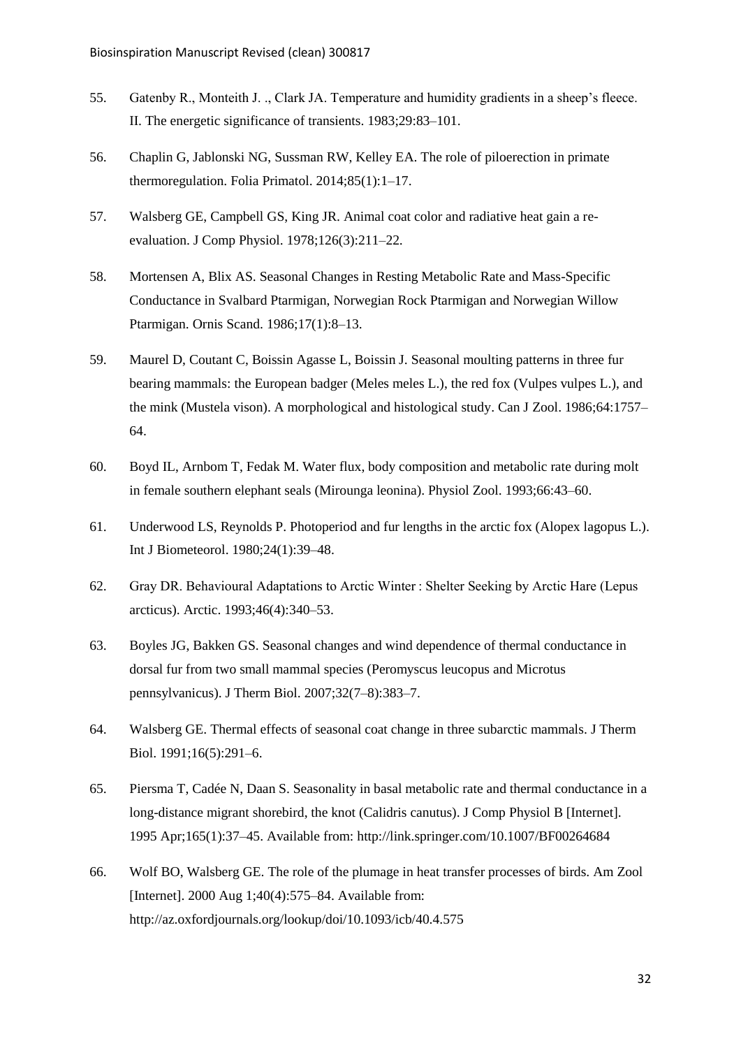55. Gatenby R., Monteith J. ., Clark JA. Temperature and humidity gradients in a sheep's fleece. II. The energetic significance of transients. 1983;29:83–101.

56. Chaplin G, Jablonski NG, Sussman RW, Kelley EA. The role of piloerection in primate thermoregulation. Folia Primatol. 2014;85(1):1–17.

57. Walsberg GE, Campbell GS, King JR. Animal coat color and radiative heat gain a re-evaluation. J Comp Physiol. 1978;126(3):211–22.

58. Mortensen A, Blix AS. Seasonal Changes in Resting Metabolic Rate and Mass-Specific Conductance in Svalbard Ptarmigan, Norwegian Rock Ptarmigan and Norwegian Willow Ptarmigan. Ornis Scand. 1986;17(1):8–13.

59. Maurel D, Coutant C, Boissin Agasse L, Boissin J. Seasonal moulting patterns in three fur bearing mammals: the European badger (Meles meles L.), the red fox (Vulpes vulpes L.), and the mink (Mustela vison). A morphological and histological study. Can J Zool. 1986;64:1757–64.

60. Boyd IL, Arnbom T, Fedak M. Water flux, body composition and metabolic rate during molt in female southern elephant seals (Mirounga leonina). Physiol Zool. 1993;66:43–60.

61. Underwood LS, Reynolds P. Photoperiod and fur lengths in the arctic fox (Alopex lagopus L.). Int J Biometeorol. 1980;24(1):39–48.

62. Gray DR. Behavioural Adaptations to Arctic Winter : Shelter Seeking by Arctic Hare (Lepus arcticus). Arctic. 1993;46(4):340–53.

63. Boyles JG, Bakken GS. Seasonal changes and wind dependence of thermal conductance in dorsal fur from two small mammal species (Peromyscus leucopus and Microtus pennsylvanicus). J Therm Biol. 2007;32(7–8):383–7.

64. Walsberg GE. Thermal effects of seasonal coat change in three subarctic mammals. J Therm Biol. 1991;16(5):291–6.

65. Piersma T, Cadée N, Daan S. Seasonality in basal metabolic rate and thermal conductance in a long-distance migrant shorebird, the knot (Calidris canutus). J Comp Physiol B [Internet]. 1995 Apr;165(1):37–45. Available from: http://link.springer.com/10.1007/BF00264684

66. Wolf BO, Walsberg GE. The role of the plumage in heat transfer processes of birds. Am Zool [Internet]. 2000 Aug 1;40(4):575–84. Available from: http://az.oxfordjournals.org/lookup/doi/10.1093/icb/40.4.575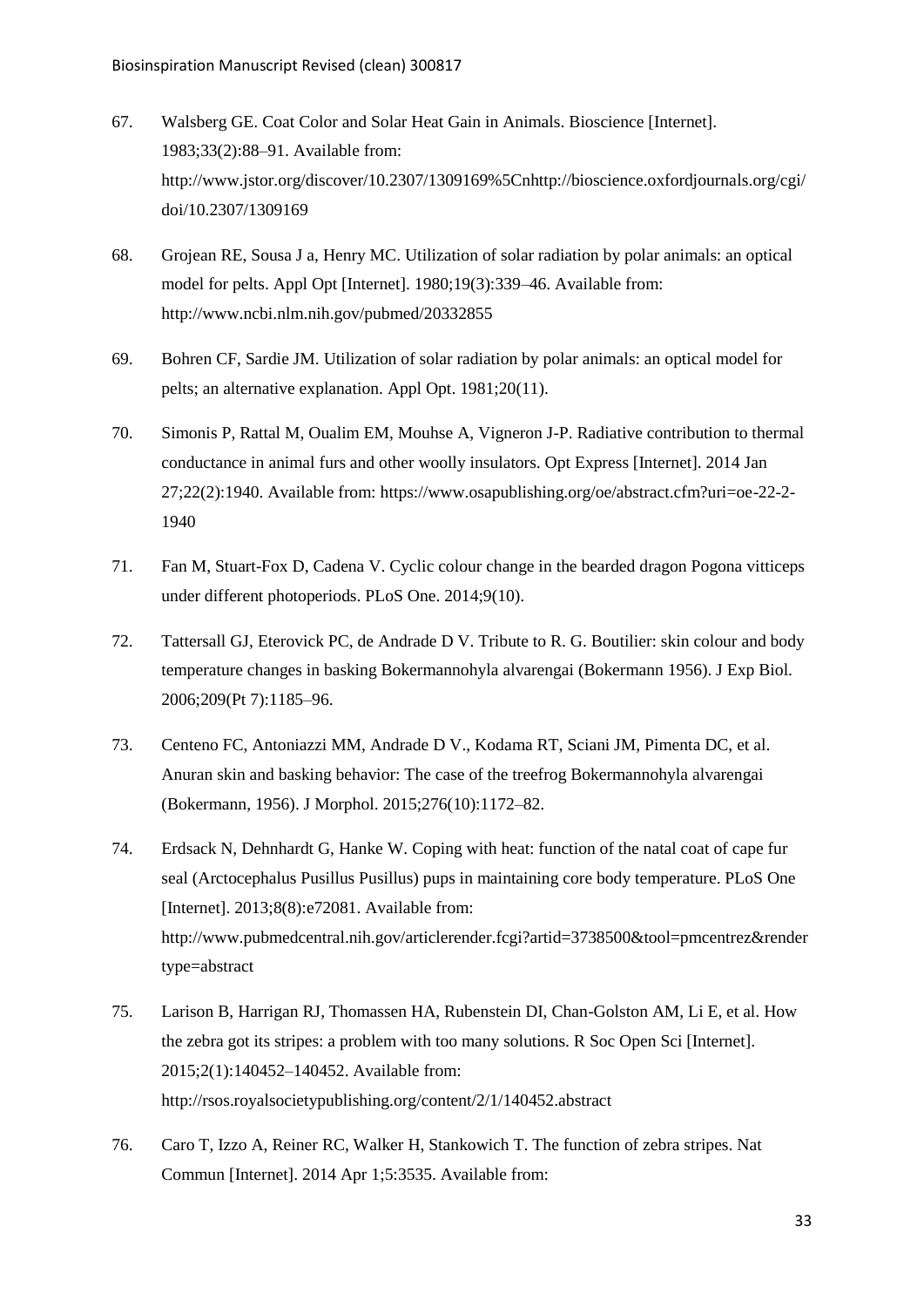67. Walsberg GE. Coat Color and Solar Heat Gain in Animals. Bioscience [Internet]. 1983;33(2):88–91. Available from: http://www.jstor.org/discover/10.2307/1309169%5Cnhttp://bioscience.oxfordjournals.org/cgi/doi/10.2307/1309169

68. Grojean RE, Sousa J a, Henry MC. Utilization of solar radiation by polar animals: an optical model for pelts. Appl Opt [Internet]. 1980;19(3):339–46. Available from: http://www.ncbi.nlm.nih.gov/pubmed/20332855

69. Bohren CF, Sardie JM. Utilization of solar radiation by polar animals: an optical model for pelts; an alternative explanation. Appl Opt. 1981;20(11).

70. Simonis P, Rattal M, Oualim EM, Mouhse A, Vigneron J-P. Radiative contribution to thermal conductance in animal furs and other woolly insulators. Opt Express [Internet]. 2014 Jan 27;22(2):1940. Available from: https://www.osapublishing.org/oe/abstract.cfm?uri=oe-22-2-1940

71. Fan M, Stuart-Fox D, Cadena V. Cyclic colour change in the bearded dragon Pogona vitticeps under different photoperiods. PLoS One. 2014;9(10).

72. Tattersall GJ, Eterovick PC, de Andrade D V. Tribute to R. G. Boutilier: skin colour and body temperature changes in basking Bokermannohyla alvarengai (Bokermann 1956). J Exp Biol. 2006;209(Pt 7):1185–96.

73. Centeno FC, Antoniazzi MM, Andrade D V., Kodama RT, Sciani JM, Pimenta DC, et al. Anuran skin and basking behavior: The case of the treefrog Bokermannohyla alvarengai (Bokermann, 1956). J Morphol. 2015;276(10):1172–82.

74. Erdsack N, Dehnhardt G, Hanke W. Coping with heat: function of the natal coat of cape fur seal (Arctocephalus Pusillus Pusillus) pups in maintaining core body temperature. PLoS One [Internet]. 2013;8(8):e72081. Available from: http://www.pubmedcentral.nih.gov/articlerender.fcgi?artid=3738500&tool=pmcentrez&rendertype=abstract

75. Larison B, Harrigan RJ, Thomassen HA, Rubenstein DI, Chan-Golston AM, Li E, et al. How the zebra got its stripes: a problem with too many solutions. R Soc Open Sci [Internet]. 2015;2(1):140452–140452. Available from: http://rsos.royalsocietypublishing.org/content/2/1/140452.abstract

76. Caro T, Izzo A, Reiner RC, Walker H, Stankowich T. The function of zebra stripes. Nat Commun [Internet]. 2014 Apr 1;5:3535. Available from: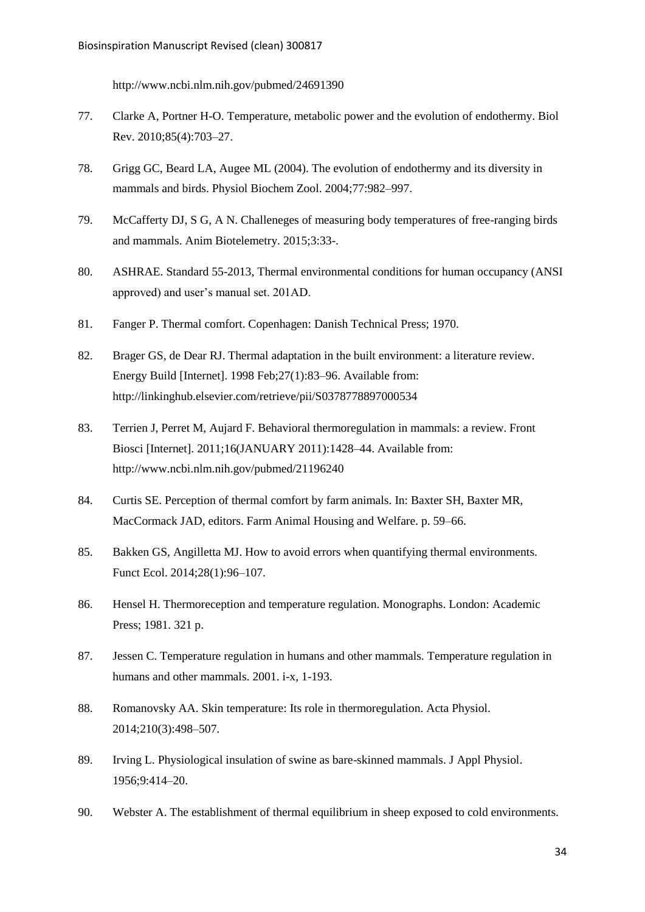http://www.ncbi.nlm.nih.gov/pubmed/24691390

77. Clarke A, Portner H-O. Temperature, metabolic power and the evolution of endothermy. Biol Rev. 2010;85(4):703–27.

78. Grigg GC, Beard LA, Augee ML (2004). The evolution of endothermy and its diversity in mammals and birds. Physiol Biochem Zool. 2004;77:982–997.

79. McCafferty DJ, S G, A N. Challeneges of measuring body temperatures of free-ranging birds and mammals. Anim Biotelemetry. 2015;3:33-.

80. ASHRAE. Standard 55-2013, Thermal environmental conditions for human occupancy (ANSI approved) and user's manual set. 201AD.

81. Fanger P. Thermal comfort. Copenhagen: Danish Technical Press; 1970.

82. Brager GS, de Dear RJ. Thermal adaptation in the built environment: a literature review. Energy Build [Internet]. 1998 Feb;27(1):83–96. Available from: http://linkinghub.elsevier.com/retrieve/pii/S0378778897000534

83. Terrien J, Perret M, Aujard F. Behavioral thermoregulation in mammals: a review. Front Biosci [Internet]. 2011;16(JANUARY 2011):1428–44. Available from: http://www.ncbi.nlm.nih.gov/pubmed/21196240

84. Curtis SE. Perception of thermal comfort by farm animals. In: Baxter SH, Baxter MR, MacCormack JAD, editors. Farm Animal Housing and Welfare. p. 59–66.

85. Bakken GS, Angilletta MJ. How to avoid errors when quantifying thermal environments. Funct Ecol. 2014;28(1):96–107.

86. Hensel H. Thermoreception and temperature regulation. Monographs. London: Academic Press; 1981. 321 p.

87. Jessen C. Temperature regulation in humans and other mammals. Temperature regulation in humans and other mammals. 2001. i-x, 1-193.

88. Romanovsky AA. Skin temperature: Its role in thermoregulation. Acta Physiol. 2014;210(3):498–507.

89. Irving L. Physiological insulation of swine as bare-skinned mammals. J Appl Physiol. 1956;9:414–20.

90. Webster A. The establishment of thermal equilibrium in sheep exposed to cold environments.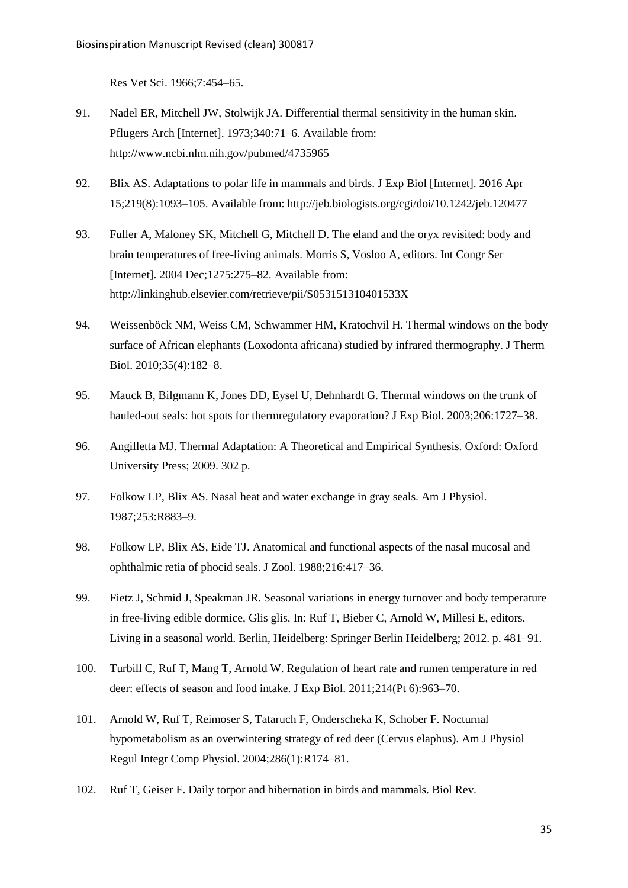Res Vet Sci. 1966;7:454–65.

91. Nadel ER, Mitchell JW, Stolwijk JA. Differential thermal sensitivity in the human skin. Pflugers Arch [Internet]. 1973;340:71–6. Available from: http://www.ncbi.nlm.nih.gov/pubmed/4735965

92. Blix AS. Adaptations to polar life in mammals and birds. J Exp Biol [Internet]. 2016 Apr 15;219(8):1093–105. Available from: http://jeb.biologists.org/cgi/doi/10.1242/jeb.120477

93. Fuller A, Maloney SK, Mitchell G, Mitchell D. The eland and the oryx revisited: body and brain temperatures of free-living animals. Morris S, Vosloo A, editors. Int Congr Ser [Internet]. 2004 Dec;1275:275–82. Available from: http://linkinghub.elsevier.com/retrieve/pii/S053151310401533X

94. Weissenböck NM, Weiss CM, Schwammer HM, Kratochvil H. Thermal windows on the body surface of African elephants (Loxodonta africana) studied by infrared thermography. J Therm Biol. 2010;35(4):182–8.

95. Mauck B, Bilgmann K, Jones DD, Eysel U, Dehnhardt G. Thermal windows on the trunk of hauled-out seals: hot spots for thermregulatory evaporation? J Exp Biol. 2003;206:1727–38.

96. Angilletta MJ. Thermal Adaptation: A Theoretical and Empirical Synthesis. Oxford: Oxford University Press; 2009. 302 p.

97. Folkow LP, Blix AS. Nasal heat and water exchange in gray seals. Am J Physiol. 1987;253:R883–9.

98. Folkow LP, Blix AS, Eide TJ. Anatomical and functional aspects of the nasal mucosal and ophthalmic retia of phocid seals. J Zool. 1988;216:417–36.

99. Fietz J, Schmid J, Speakman JR. Seasonal variations in energy turnover and body temperature in free-living edible dormice, Glis glis. In: Ruf T, Bieber C, Arnold W, Millesi E, editors. Living in a seasonal world. Berlin, Heidelberg: Springer Berlin Heidelberg; 2012. p. 481–91.

100. Turbill C, Ruf T, Mang T, Arnold W. Regulation of heart rate and rumen temperature in red deer: effects of season and food intake. J Exp Biol. 2011;214(Pt 6):963–70.

101. Arnold W, Ruf T, Reimoser S, Tataruch F, Onderscheka K, Schober F. Nocturnal hypometabolism as an overwintering strategy of red deer (Cervus elaphus). Am J Physiol Regul Integr Comp Physiol. 2004;286(1):R174–81.

102. Ruf T, Geiser F. Daily torpor and hibernation in birds and mammals. Biol Rev.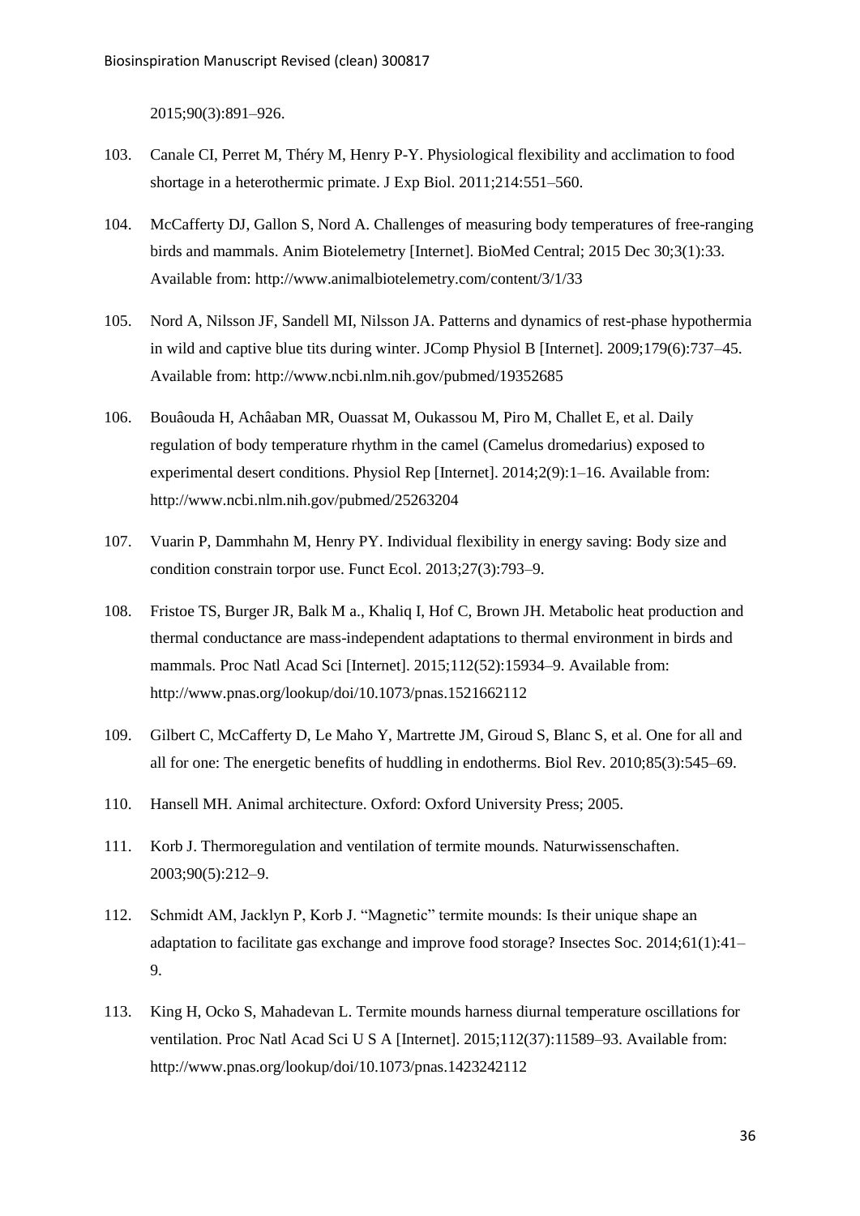2015;90(3):891–926.

103. Canale CI, Perret M, Théry M, Henry P-Y. Physiological flexibility and acclimation to food shortage in a heterothermic primate. J Exp Biol. 2011;214:551–560.

104. McCafferty DJ, Gallon S, Nord A. Challenges of measuring body temperatures of free-ranging birds and mammals. Anim Biotelemetry [Internet]. BioMed Central; 2015 Dec 30;3(1):33. Available from: http://www.animalbiotelemetry.com/content/3/1/33

105. Nord A, Nilsson JF, Sandell MI, Nilsson JA. Patterns and dynamics of rest-phase hypothermia in wild and captive blue tits during winter. JComp Physiol B [Internet]. 2009;179(6):737–45. Available from: http://www.ncbi.nlm.nih.gov/pubmed/19352685

106. Bouâouda H, Achâaban MR, Ouassat M, Oukassou M, Piro M, Challet E, et al. Daily regulation of body temperature rhythm in the camel (Camelus dromedarius) exposed to experimental desert conditions. Physiol Rep [Internet]. 2014;2(9):1–16. Available from: http://www.ncbi.nlm.nih.gov/pubmed/25263204

107. Vuarin P, Dammhahn M, Henry PY. Individual flexibility in energy saving: Body size and condition constrain torpor use. Funct Ecol. 2013;27(3):793–9.

108. Fristoe TS, Burger JR, Balk M a., Khaliq I, Hof C, Brown JH. Metabolic heat production and thermal conductance are mass-independent adaptations to thermal environment in birds and mammals. Proc Natl Acad Sci [Internet]. 2015;112(52):15934–9. Available from: http://www.pnas.org/lookup/doi/10.1073/pnas.1521662112

109. Gilbert C, McCafferty D, Le Maho Y, Martrette JM, Giroud S, Blanc S, et al. One for all and all for one: The energetic benefits of huddling in endotherms. Biol Rev. 2010;85(3):545–69.

110. Hansell MH. Animal architecture. Oxford: Oxford University Press; 2005.

111. Korb J. Thermoregulation and ventilation of termite mounds. Naturwissenschaften. 2003;90(5):212–9.

112. Schmidt AM, Jacklyn P, Korb J. "Magnetic" termite mounds: Is their unique shape an adaptation to facilitate gas exchange and improve food storage? Insectes Soc. 2014;61(1):41–9.

113. King H, Ocko S, Mahadevan L. Termite mounds harness diurnal temperature oscillations for ventilation. Proc Natl Acad Sci U S A [Internet]. 2015;112(37):11589–93. Available from: http://www.pnas.org/lookup/doi/10.1073/pnas.1423242112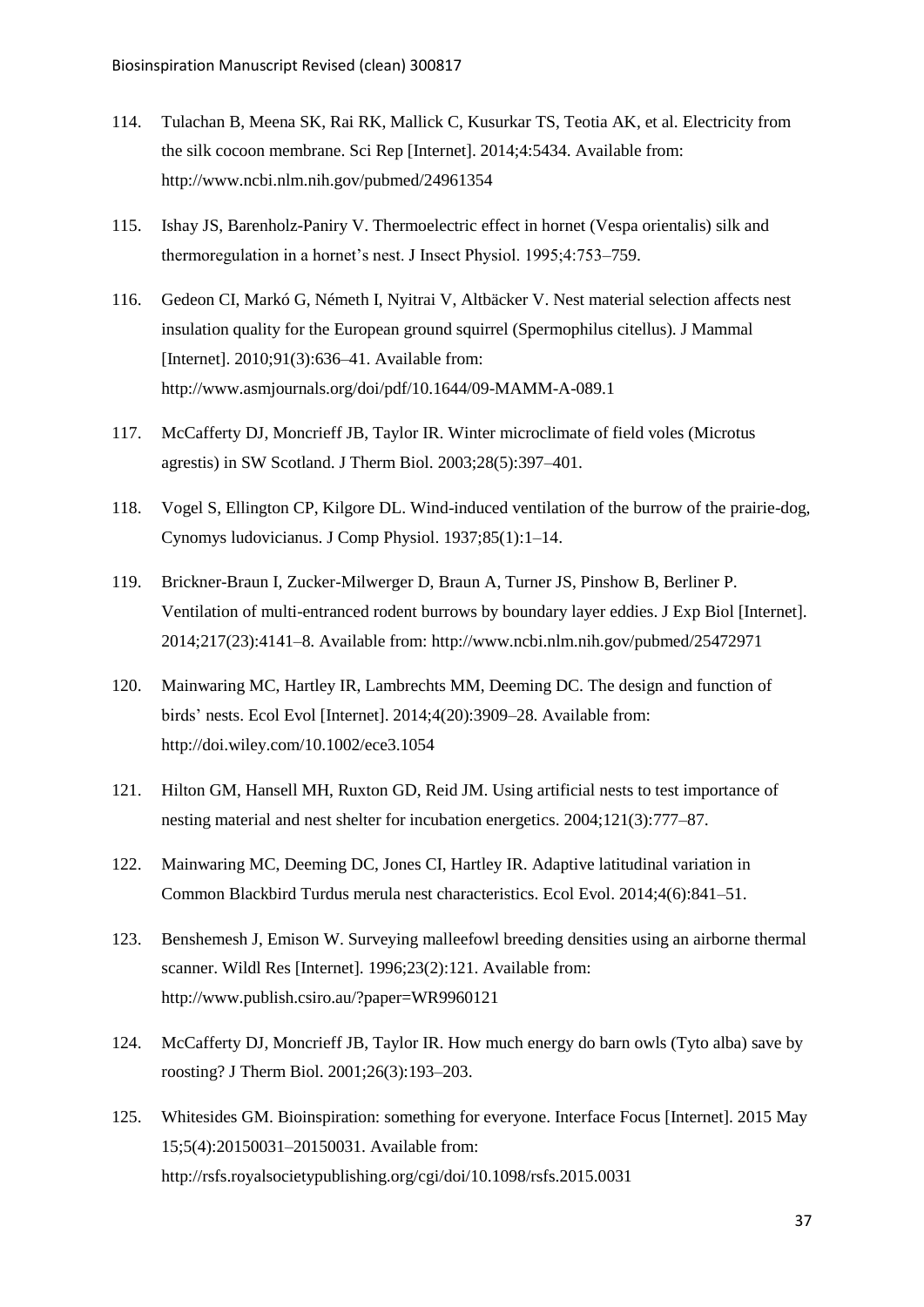114. Tulachan B, Meena SK, Rai RK, Mallick C, Kusurkar TS, Teotia AK, et al. Electricity from the silk cocoon membrane. Sci Rep [Internet]. 2014;4:5434. Available from: http://www.ncbi.nlm.nih.gov/pubmed/24961354

115. Ishay JS, Barenholz-Paniry V. Thermoelectric effect in hornet (Vespa orientalis) silk and thermoregulation in a hornet's nest. J Insect Physiol. 1995;4:753–759.

116. Gedeon CI, Markó G, Németh I, Nyitrai V, Altbäcker V. Nest material selection affects nest insulation quality for the European ground squirrel (Spermophilus citellus). J Mammal [Internet]. 2010;91(3):636–41. Available from: http://www.asmjournals.org/doi/pdf/10.1644/09-MAMM-A-089.1

117. McCafferty DJ, Moncrieff JB, Taylor IR. Winter microclimate of field voles (Microtus agrestis) in SW Scotland. J Therm Biol. 2003;28(5):397–401.

118. Vogel S, Ellington CP, Kilgore DL. Wind-induced ventilation of the burrow of the prairie-dog, Cynomys ludovicianus. J Comp Physiol. 1937;85(1):1–14.

119. Brickner-Braun I, Zucker-Milwerger D, Braun A, Turner JS, Pinshow B, Berliner P. Ventilation of multi-entranced rodent burrows by boundary layer eddies. J Exp Biol [Internet]. 2014;217(23):4141–8. Available from: http://www.ncbi.nlm.nih.gov/pubmed/25472971

120. Mainwaring MC, Hartley IR, Lambrechts MM, Deeming DC. The design and function of birds' nests. Ecol Evol [Internet]. 2014;4(20):3909–28. Available from: http://doi.wiley.com/10.1002/ece3.1054

121. Hilton GM, Hansell MH, Ruxton GD, Reid JM. Using artificial nests to test importance of nesting material and nest shelter for incubation energetics. 2004;121(3):777–87.

122. Mainwaring MC, Deeming DC, Jones CI, Hartley IR. Adaptive latitudinal variation in Common Blackbird Turdus merula nest characteristics. Ecol Evol. 2014;4(6):841–51.

123. Benshemesh J, Emison W. Surveying malleefowl breeding densities using an airborne thermal scanner. Wildl Res [Internet]. 1996;23(2):121. Available from: http://www.publish.csiro.au/?paper=WR9960121

124. McCafferty DJ, Moncrieff JB, Taylor IR. How much energy do barn owls (Tyto alba) save by roosting? J Therm Biol. 2001;26(3):193–203.

125. Whitesides GM. Bioinspiration: something for everyone. Interface Focus [Internet]. 2015 May 15;5(4):20150031–20150031. Available from: http://rsfs.royalsocietypublishing.org/cgi/doi/10.1098/rsfs.2015.0031